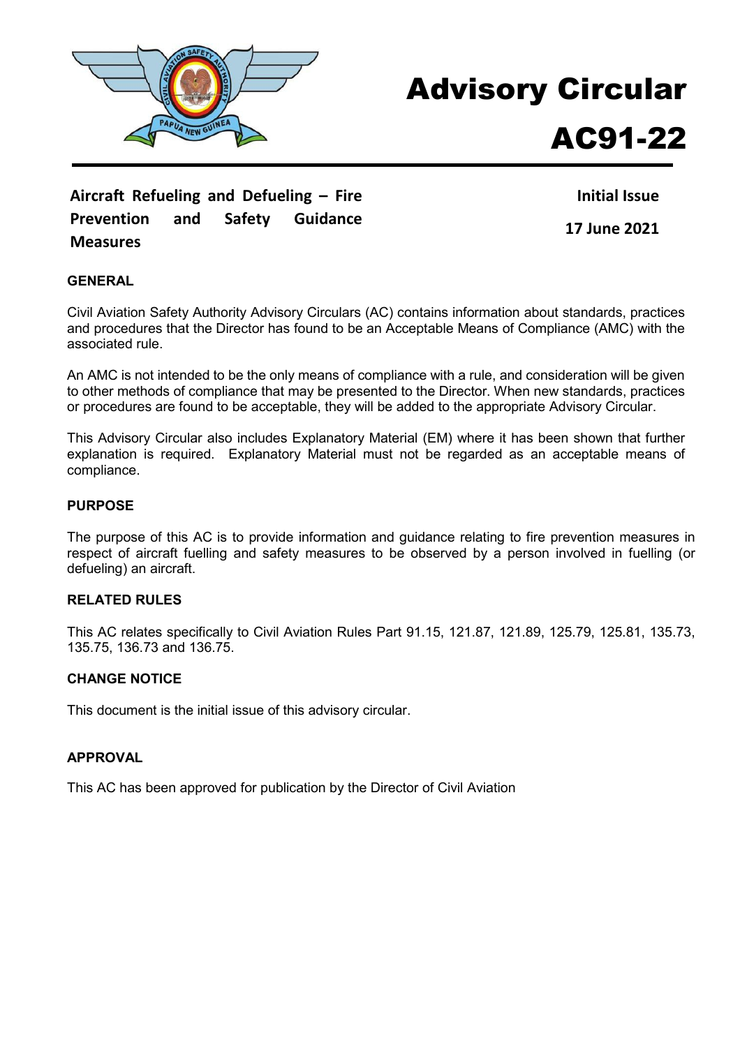# Advisory Circular

# AC91-22

**Aircraft Refueling and Defueling – Fire Prevention and Safety Guidance Measures**

**Initial Issue**

**17 June 2021**

## GENERAL

Civil Aviation Safety Authority Advisory Circulars (AC) contains information about standards, practices and procedures that the Director has found to be an Acceptable Means of Compliance (AMC) with the associated rule.

An AMC is not intended to be the only means of compliance with a rule, and consideration will be given to other methods of compliance that may be presented to the Director. When new standards, practices or procedures are found to be acceptable, they will be added to the appropriate Advisory Circular.

This Advisory Circular also includes Explanatory Material (EM) where it has been shown that further explanation is required. Explanatory Material must not be regarded as an acceptable means of compliance.

## PURPOSE

The purpose of this AC is to provide information and guidance relating to fire prevention measures in respect of aircraft fuelling and safety measures to be observed by a person involved in fuelling (or defueling) an aircraft.

## RELATED RULES

This AC relates specifically to Civil Aviation Rules Part 91.15, 121.87, 121.89, 125.79, 125.81, 135.73, 135.75, 136.73 and 136.75.

## CHANGE NOTICE

This document is the initial issue of this advisory circular.

## APPROVAL

This AC has been approved for publication by the Director of Civil Aviation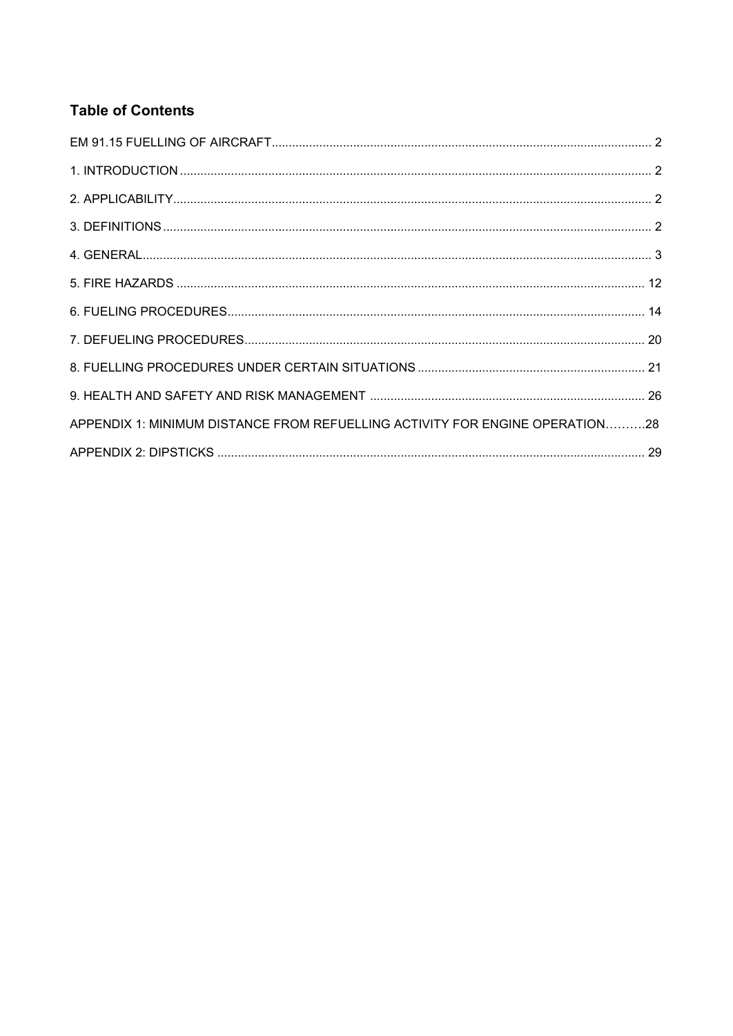## Table of Contents

EM 91.15 FUELLING OF AIRCRAFT ........................................................................................................ 2

1. INTRODUCTION ........................................................................................................................ 2

2. APPLICABILITY.......................................................................................................................... 2

3. DEFINITIONS ............................................................................................................................. 2

4. GENERAL................................................................................................................................... 3

5. FIRE HAZARDS ........................................................................................................................ 12

6. FUELING PROCEDURES.......................................................................................................... 14

7. DEFUELING PROCEDURES..................................................................................................... 20

8. FUELLING PROCEDURES UNDER CERTAIN SITUATIONS .................................................. 21

9. HEALTH AND SAFETY AND RISK MANAGEMENT ................................................................ 26

APPENDIX 1: MINIMUM DISTANCE FROM REFUELLING ACTIVITY FOR ENGINE OPERATION……….28

APPENDIX 2: DIPSTICKS ............................................................................................................. 29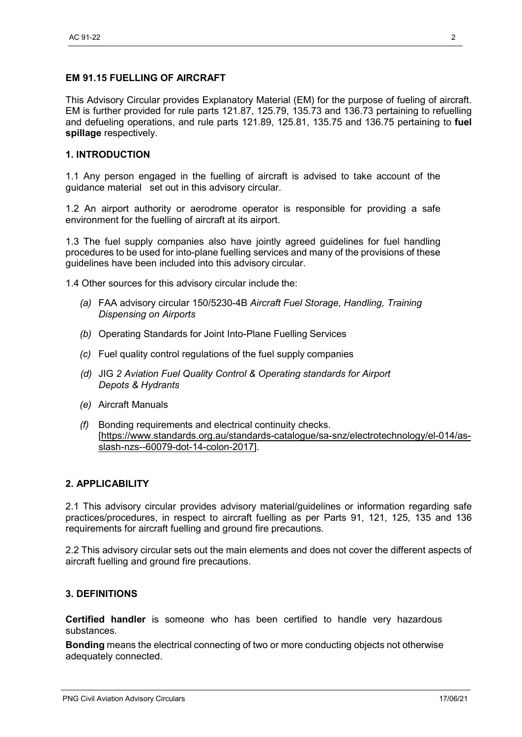## EM 91.15 FUELLING OF AIRCRAFT

This Advisory Circular provides Explanatory Material (EM) for the purpose of fueling of aircraft. EM is further provided for rule parts 121.87, 125.79, 135.73 and 136.73 pertaining to refuelling and defueling operations, and rule parts 121.89, 125.81, 135.75 and 136.75 pertaining to **fuel spillage** respectively.

## 1. INTRODUCTION

1.1 Any person engaged in the fuelling of aircraft is advised to take account of the guidance material set out in this advisory circular.

1.2 An airport authority or aerodrome operator is responsible for providing a safe environment for the fuelling of aircraft at its airport.

1.3 The fuel supply companies also have jointly agreed guidelines for fuel handling procedures to be used for into-plane fuelling services and many of the provisions of these guidelines have been included into this advisory circular.

1.4 Other sources for this advisory circular include the:

- *(a)* FAA advisory circular 150/5230-4B *Aircraft Fuel Storage, Handling, Training Dispensing on Airports*
- *(b)* Operating Standards for Joint Into-Plane Fuelling Services
- *(c)* Fuel quality control regulations of the fuel supply companies
- *(d)* JIG *2 Aviation Fuel Quality Control & Operating standards for Airport Depots & Hydrants*
- *(e)* Aircraft Manuals
- *(f)* Bonding requirements and electrical continuity checks. [https://www.standards.org.au/standards-catalogue/sa-snz/electrotechnology/el-014/as-slash-nzs--60079-dot-14-colon-2017].

## 2. APPLICABILITY

2.1 This advisory circular provides advisory material/guidelines or information regarding safe practices/procedures, in respect to aircraft fuelling as per Parts 91, 121, 125, 135 and 136 requirements for aircraft fuelling and ground fire precautions.

2.2 This advisory circular sets out the main elements and does not cover the different aspects of aircraft fuelling and ground fire precautions.

## 3. DEFINITIONS

**Certified handler** is someone who has been certified to handle very hazardous substances.

**Bonding** means the electrical connecting of two or more conducting objects not otherwise adequately connected.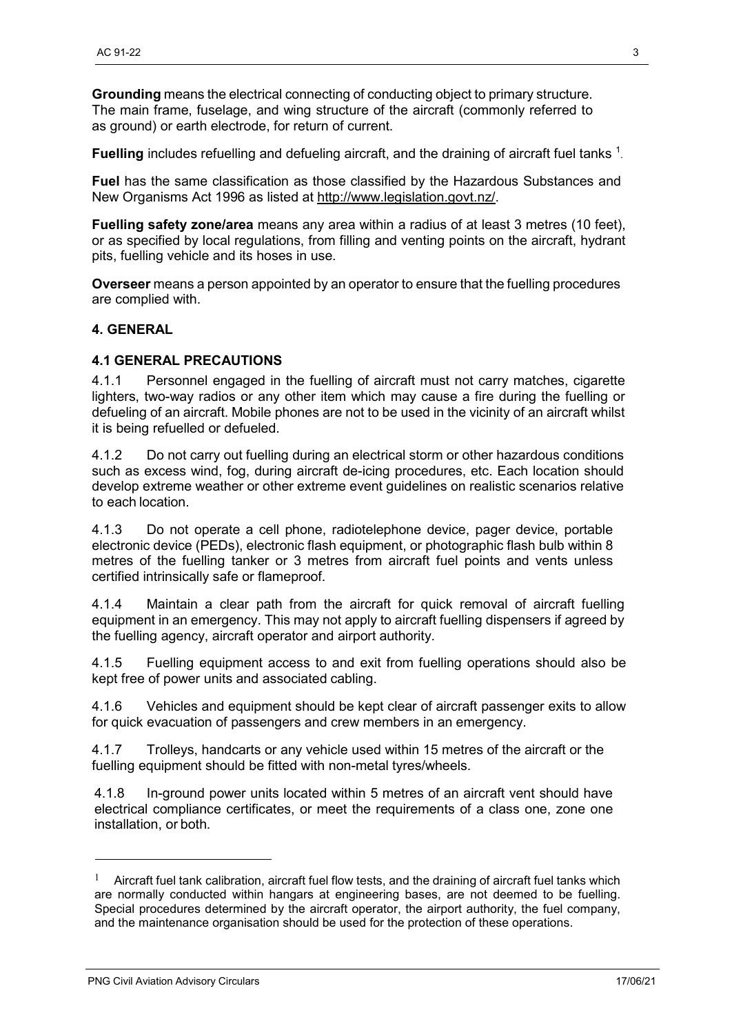**Grounding** means the electrical connecting of conducting object to primary structure. The main frame, fuselage, and wing structure of the aircraft (commonly referred to as ground) or earth electrode, for return of current.

**Fuelling** includes refuelling and defueling aircraft, and the draining of aircraft fuel tanks [1].

**Fuel** has the same classification as those classified by the Hazardous Substances and New Organisms Act 1996 as listed at http://www.legislation.govt.nz/.

**Fuelling safety zone/area** means any area within a radius of at least 3 metres (10 feet), or as specified by local regulations, from filling and venting points on the aircraft, hydrant pits, fuelling vehicle and its hoses in use.

**Overseer** means a person appointed by an operator to ensure that the fuelling procedures are complied with.

## 4. GENERAL

### 4.1 GENERAL PRECAUTIONS

4.1.1 Personnel engaged in the fuelling of aircraft must not carry matches, cigarette lighters, two-way radios or any other item which may cause a fire during the fuelling or defueling of an aircraft. Mobile phones are not to be used in the vicinity of an aircraft whilst it is being refuelled or defueled.

4.1.2 Do not carry out fuelling during an electrical storm or other hazardous conditions such as excess wind, fog, during aircraft de-icing procedures, etc. Each location should develop extreme weather or other extreme event guidelines on realistic scenarios relative to each location.

4.1.3 Do not operate a cell phone, radiotelephone device, pager device, portable electronic device (PEDs), electronic flash equipment, or photographic flash bulb within 8 metres of the fuelling tanker or 3 metres from aircraft fuel points and vents unless certified intrinsically safe or flameproof.

4.1.4 Maintain a clear path from the aircraft for quick removal of aircraft fuelling equipment in an emergency. This may not apply to aircraft fuelling dispensers if agreed by the fuelling agency, aircraft operator and airport authority.

4.1.5 Fuelling equipment access to and exit from fuelling operations should also be kept free of power units and associated cabling.

4.1.6 Vehicles and equipment should be kept clear of aircraft passenger exits to allow for quick evacuation of passengers and crew members in an emergency.

4.1.7 Trolleys, handcarts or any vehicle used within 15 metres of the aircraft or the fuelling equipment should be fitted with non-metal tyres/wheels.

4.1.8 In-ground power units located within 5 metres of an aircraft vent should have electrical compliance certificates, or meet the requirements of a class one, zone one installation, or both.

---

[1] Aircraft fuel tank calibration, aircraft fuel flow tests, and the draining of aircraft fuel tanks which are normally conducted within hangars at engineering bases, are not deemed to be fuelling. Special procedures determined by the aircraft operator, the airport authority, the fuel company, and the maintenance organisation should be used for the protection of these operations.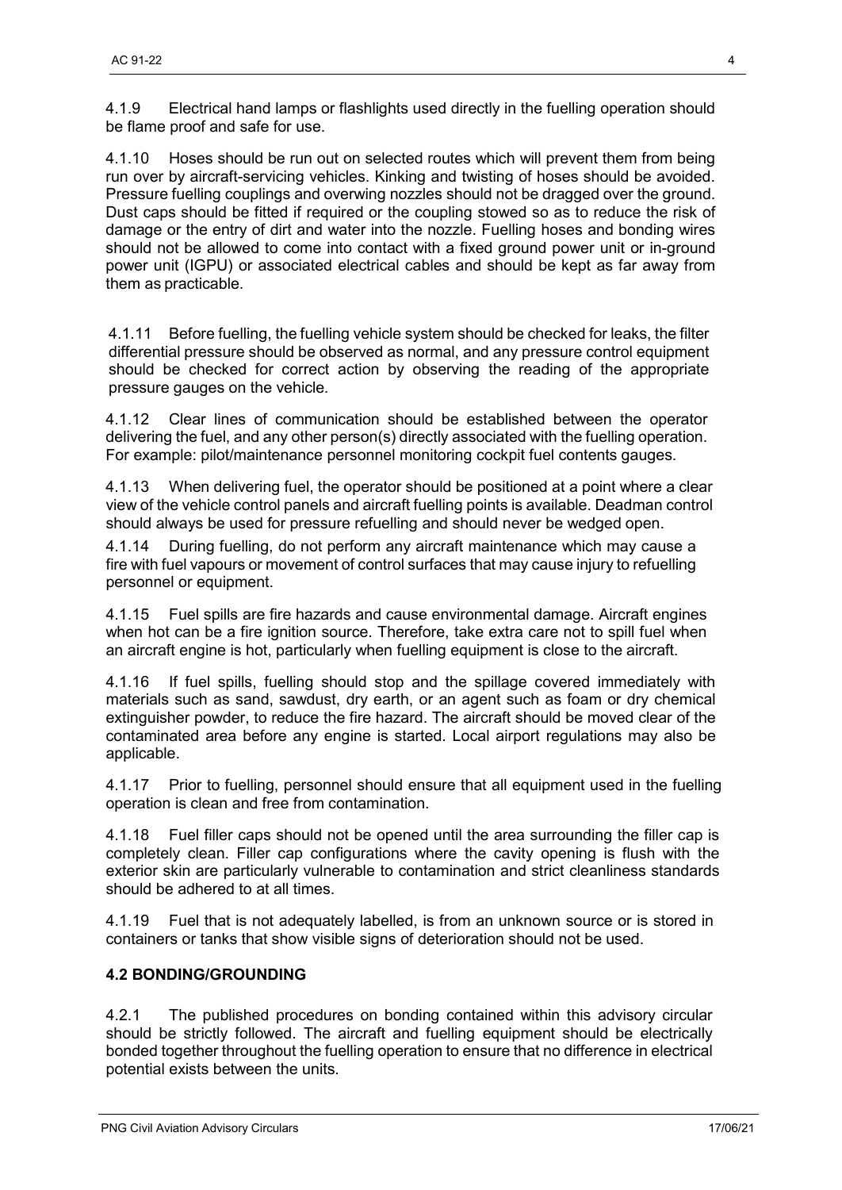4.1.9 Electrical hand lamps or flashlights used directly in the fuelling operation should be flame proof and safe for use.

4.1.10 Hoses should be run out on selected routes which will prevent them from being run over by aircraft-servicing vehicles. Kinking and twisting of hoses should be avoided. Pressure fuelling couplings and overwing nozzles should not be dragged over the ground. Dust caps should be fitted if required or the coupling stowed so as to reduce the risk of damage or the entry of dirt and water into the nozzle. Fuelling hoses and bonding wires should not be allowed to come into contact with a fixed ground power unit or in-ground power unit (IGPU) or associated electrical cables and should be kept as far away from them as practicable.

4.1.11 Before fuelling, the fuelling vehicle system should be checked for leaks, the filter differential pressure should be observed as normal, and any pressure control equipment should be checked for correct action by observing the reading of the appropriate pressure gauges on the vehicle.

4.1.12 Clear lines of communication should be established between the operator delivering the fuel, and any other person(s) directly associated with the fuelling operation. For example: pilot/maintenance personnel monitoring cockpit fuel contents gauges.

4.1.13 When delivering fuel, the operator should be positioned at a point where a clear view of the vehicle control panels and aircraft fuelling points is available. Deadman control should always be used for pressure refuelling and should never be wedged open.

4.1.14 During fuelling, do not perform any aircraft maintenance which may cause a fire with fuel vapours or movement of control surfaces that may cause injury to refuelling personnel or equipment.

4.1.15 Fuel spills are fire hazards and cause environmental damage. Aircraft engines when hot can be a fire ignition source. Therefore, take extra care not to spill fuel when an aircraft engine is hot, particularly when fuelling equipment is close to the aircraft.

4.1.16 If fuel spills, fuelling should stop and the spillage covered immediately with materials such as sand, sawdust, dry earth, or an agent such as foam or dry chemical extinguisher powder, to reduce the fire hazard. The aircraft should be moved clear of the contaminated area before any engine is started. Local airport regulations may also be applicable.

4.1.17 Prior to fuelling, personnel should ensure that all equipment used in the fuelling operation is clean and free from contamination.

4.1.18 Fuel filler caps should not be opened until the area surrounding the filler cap is completely clean. Filler cap configurations where the cavity opening is flush with the exterior skin are particularly vulnerable to contamination and strict cleanliness standards should be adhered to at all times.

4.1.19 Fuel that is not adequately labelled, is from an unknown source or is stored in containers or tanks that show visible signs of deterioration should not be used.

### 4.2 BONDING/GROUNDING

4.2.1 The published procedures on bonding contained within this advisory circular should be strictly followed. The aircraft and fuelling equipment should be electrically bonded together throughout the fuelling operation to ensure that no difference in electrical potential exists between the units.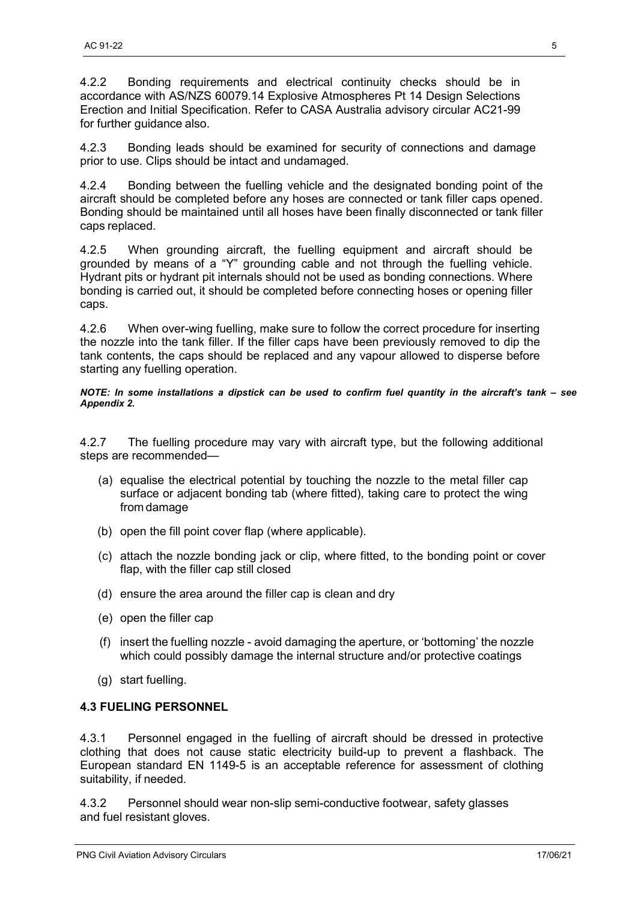4.2.2 Bonding requirements and electrical continuity checks should be in accordance with AS/NZS 60079.14 Explosive Atmospheres Pt 14 Design Selections Erection and Initial Specification. Refer to CASA Australia advisory circular AC21-99 for further guidance also.

4.2.3 Bonding leads should be examined for security of connections and damage prior to use. Clips should be intact and undamaged.

4.2.4 Bonding between the fuelling vehicle and the designated bonding point of the aircraft should be completed before any hoses are connected or tank filler caps opened. Bonding should be maintained until all hoses have been finally disconnected or tank filler caps replaced.

4.2.5 When grounding aircraft, the fuelling equipment and aircraft should be grounded by means of a "Y" grounding cable and not through the fuelling vehicle. Hydrant pits or hydrant pit internals should not be used as bonding connections. Where bonding is carried out, it should be completed before connecting hoses or opening filler caps.

4.2.6 When over-wing fuelling, make sure to follow the correct procedure for inserting the nozzle into the tank filler. If the filler caps have been previously removed to dip the tank contents, the caps should be replaced and any vapour allowed to disperse before starting any fuelling operation.

***NOTE: In some installations a dipstick can be used to confirm fuel quantity in the aircraft's tank – see Appendix 2.***

4.2.7 The fuelling procedure may vary with aircraft type, but the following additional steps are recommended—

(a) equalise the electrical potential by touching the nozzle to the metal filler cap surface or adjacent bonding tab (where fitted), taking care to protect the wing from damage

(b) open the fill point cover flap (where applicable).

(c) attach the nozzle bonding jack or clip, where fitted, to the bonding point or cover flap, with the filler cap still closed

(d) ensure the area around the filler cap is clean and dry

(e) open the filler cap

(f) insert the fuelling nozzle - avoid damaging the aperture, or 'bottoming' the nozzle which could possibly damage the internal structure and/or protective coatings

(g) start fuelling.

### 4.3 FUELING PERSONNEL

4.3.1 Personnel engaged in the fuelling of aircraft should be dressed in protective clothing that does not cause static electricity build-up to prevent a flashback. The European standard EN 1149-5 is an acceptable reference for assessment of clothing suitability, if needed.

4.3.2 Personnel should wear non-slip semi-conductive footwear, safety glasses and fuel resistant gloves.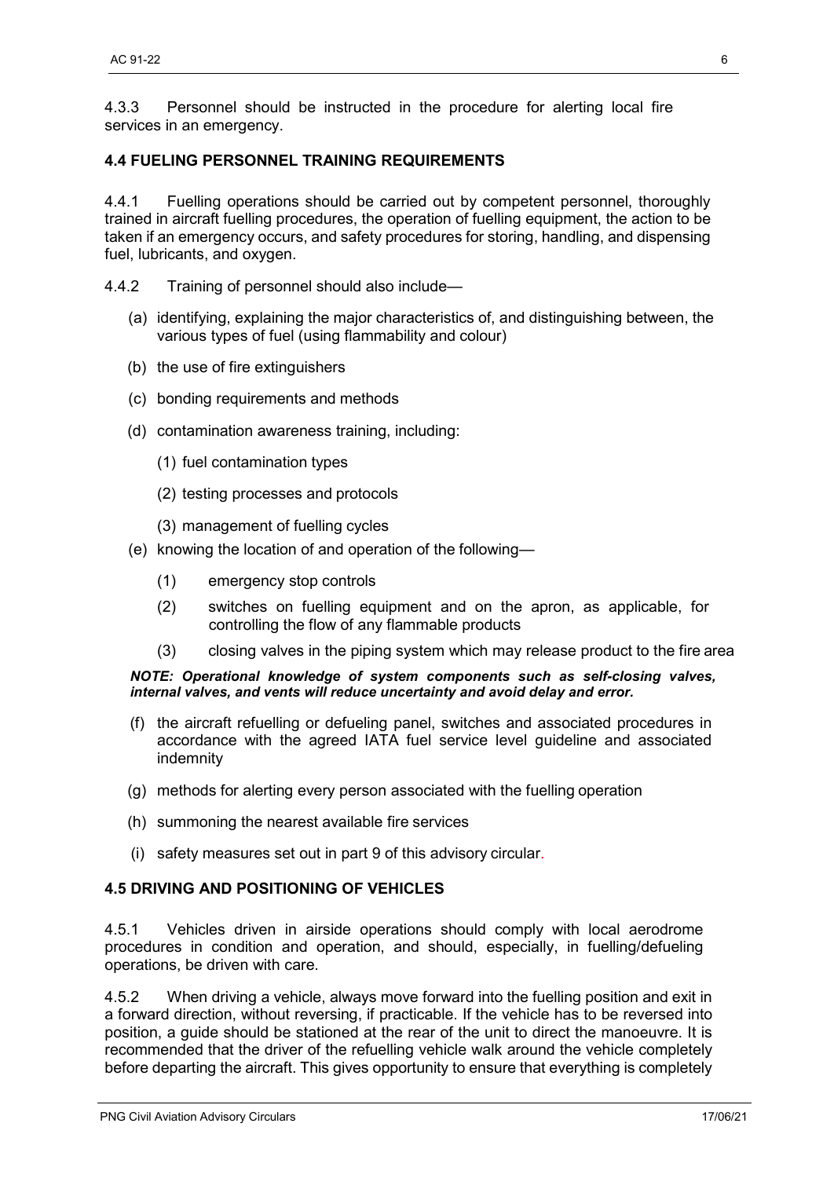4.3.3 Personnel should be instructed in the procedure for alerting local fire services in an emergency.

### 4.4 FUELING PERSONNEL TRAINING REQUIREMENTS

4.4.1 Fuelling operations should be carried out by competent personnel, thoroughly trained in aircraft fuelling procedures, the operation of fuelling equipment, the action to be taken if an emergency occurs, and safety procedures for storing, handling, and dispensing fuel, lubricants, and oxygen.

4.4.2 Training of personnel should also include—

(a) identifying, explaining the major characteristics of, and distinguishing between, the various types of fuel (using flammability and colour)

(b) the use of fire extinguishers

(c) bonding requirements and methods

(d) contamination awareness training, including:

(1) fuel contamination types

(2) testing processes and protocols

(3) management of fuelling cycles

(e) knowing the location of and operation of the following—

(1) emergency stop controls

(2) switches on fuelling equipment and on the apron, as applicable, for controlling the flow of any flammable products

(3) closing valves in the piping system which may release product to the fire area

***NOTE: Operational knowledge of system components such as self-closing valves, internal valves, and vents will reduce uncertainty and avoid delay and error.***

(f) the aircraft refuelling or defueling panel, switches and associated procedures in accordance with the agreed IATA fuel service level guideline and associated indemnity

(g) methods for alerting every person associated with the fuelling operation

(h) summoning the nearest available fire services

(i) safety measures set out in part 9 of this advisory circular.

### 4.5 DRIVING AND POSITIONING OF VEHICLES

4.5.1 Vehicles driven in airside operations should comply with local aerodrome procedures in condition and operation, and should, especially, in fuelling/defueling operations, be driven with care.

4.5.2 When driving a vehicle, always move forward into the fuelling position and exit in a forward direction, without reversing, if practicable. If the vehicle has to be reversed into position, a guide should be stationed at the rear of the unit to direct the manoeuvre. It is recommended that the driver of the refuelling vehicle walk around the vehicle completely before departing the aircraft. This gives opportunity to ensure that everything is completely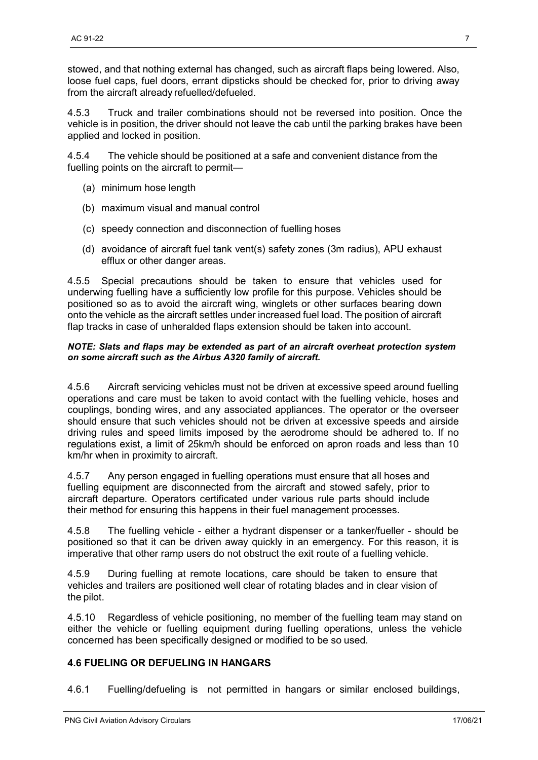stowed, and that nothing external has changed, such as aircraft flaps being lowered. Also, loose fuel caps, fuel doors, errant dipsticks should be checked for, prior to driving away from the aircraft already refuelled/defueled.

4.5.3 Truck and trailer combinations should not be reversed into position. Once the vehicle is in position, the driver should not leave the cab until the parking brakes have been applied and locked in position.

4.5.4 The vehicle should be positioned at a safe and convenient distance from the fuelling points on the aircraft to permit—

(a) minimum hose length

(b) maximum visual and manual control

(c) speedy connection and disconnection of fuelling hoses

(d) avoidance of aircraft fuel tank vent(s) safety zones (3m radius), APU exhaust efflux or other danger areas.

4.5.5 Special precautions should be taken to ensure that vehicles used for underwing fuelling have a sufficiently low profile for this purpose. Vehicles should be positioned so as to avoid the aircraft wing, winglets or other surfaces bearing down onto the vehicle as the aircraft settles under increased fuel load. The position of aircraft flap tracks in case of unheralded flaps extension should be taken into account.

***NOTE: Slats and flaps may be extended as part of an aircraft overheat protection system on some aircraft such as the Airbus A320 family of aircraft.***

4.5.6 Aircraft servicing vehicles must not be driven at excessive speed around fuelling operations and care must be taken to avoid contact with the fuelling vehicle, hoses and couplings, bonding wires, and any associated appliances. The operator or the overseer should ensure that such vehicles should not be driven at excessive speeds and airside driving rules and speed limits imposed by the aerodrome should be adhered to. If no regulations exist, a limit of 25km/h should be enforced on apron roads and less than 10 km/hr when in proximity to aircraft.

4.5.7 Any person engaged in fuelling operations must ensure that all hoses and fuelling equipment are disconnected from the aircraft and stowed safely, prior to aircraft departure. Operators certificated under various rule parts should include their method for ensuring this happens in their fuel management processes.

4.5.8 The fuelling vehicle - either a hydrant dispenser or a tanker/fueller - should be positioned so that it can be driven away quickly in an emergency. For this reason, it is imperative that other ramp users do not obstruct the exit route of a fuelling vehicle.

4.5.9 During fuelling at remote locations, care should be taken to ensure that vehicles and trailers are positioned well clear of rotating blades and in clear vision of the pilot.

4.5.10 Regardless of vehicle positioning, no member of the fuelling team may stand on either the vehicle or fuelling equipment during fuelling operations, unless the vehicle concerned has been specifically designed or modified to be so used.

### 4.6 FUELING OR DEFUELING IN HANGARS

4.6.1 Fuelling/defueling is not permitted in hangars or similar enclosed buildings,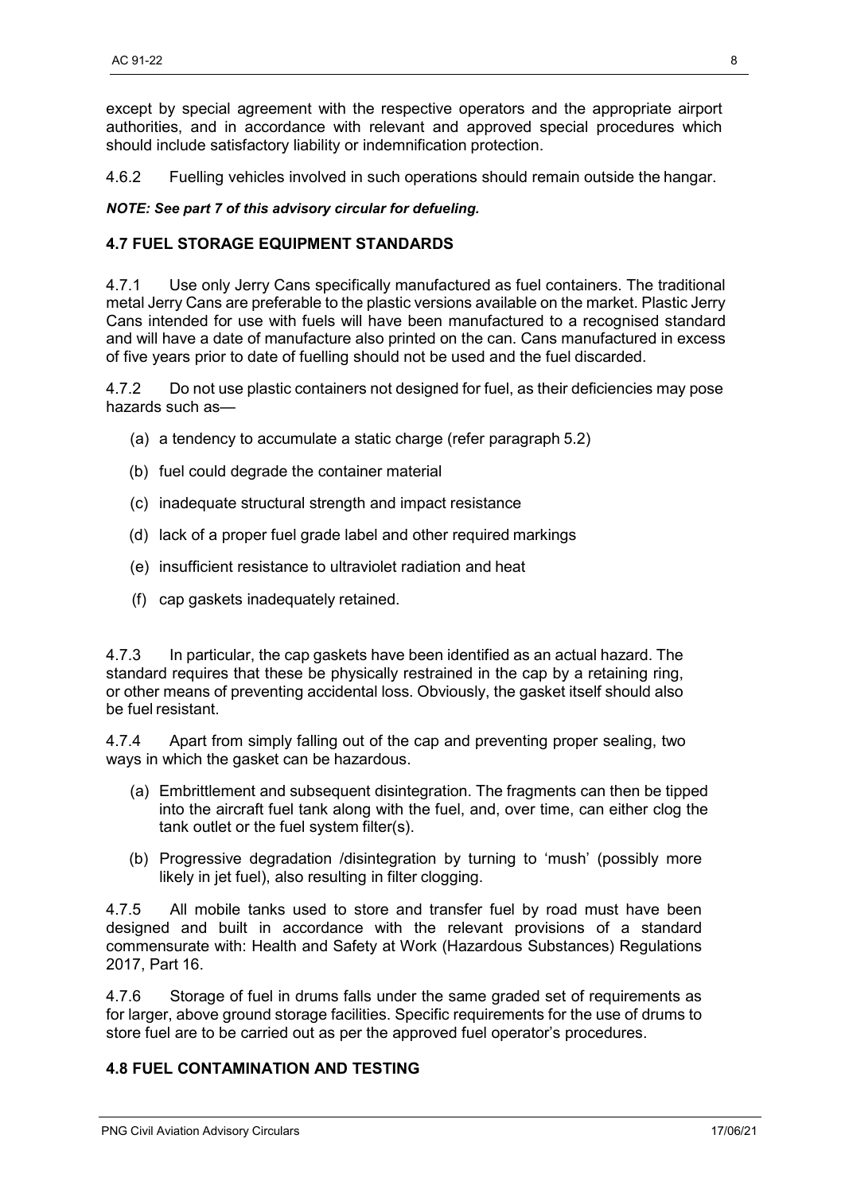except by special agreement with the respective operators and the appropriate airport authorities, and in accordance with relevant and approved special procedures which should include satisfactory liability or indemnification protection.

4.6.2 Fuelling vehicles involved in such operations should remain outside the hangar.

***NOTE: See part 7 of this advisory circular for defueling.***

### 4.7 FUEL STORAGE EQUIPMENT STANDARDS

4.7.1 Use only Jerry Cans specifically manufactured as fuel containers. The traditional metal Jerry Cans are preferable to the plastic versions available on the market. Plastic Jerry Cans intended for use with fuels will have been manufactured to a recognised standard and will have a date of manufacture also printed on the can. Cans manufactured in excess of five years prior to date of fuelling should not be used and the fuel discarded.

4.7.2 Do not use plastic containers not designed for fuel, as their deficiencies may pose hazards such as—

(a) a tendency to accumulate a static charge (refer paragraph 5.2)

(b) fuel could degrade the container material

(c) inadequate structural strength and impact resistance

(d) lack of a proper fuel grade label and other required markings

(e) insufficient resistance to ultraviolet radiation and heat

(f) cap gaskets inadequately retained.

4.7.3 In particular, the cap gaskets have been identified as an actual hazard. The standard requires that these be physically restrained in the cap by a retaining ring, or other means of preventing accidental loss. Obviously, the gasket itself should also be fuel resistant.

4.7.4 Apart from simply falling out of the cap and preventing proper sealing, two ways in which the gasket can be hazardous.

(a) Embrittlement and subsequent disintegration. The fragments can then be tipped into the aircraft fuel tank along with the fuel, and, over time, can either clog the tank outlet or the fuel system filter(s).

(b) Progressive degradation /disintegration by turning to 'mush' (possibly more likely in jet fuel), also resulting in filter clogging.

4.7.5 All mobile tanks used to store and transfer fuel by road must have been designed and built in accordance with the relevant provisions of a standard commensurate with: Health and Safety at Work (Hazardous Substances) Regulations 2017, Part 16.

4.7.6 Storage of fuel in drums falls under the same graded set of requirements as for larger, above ground storage facilities. Specific requirements for the use of drums to store fuel are to be carried out as per the approved fuel operator's procedures.

### 4.8 FUEL CONTAMINATION AND TESTING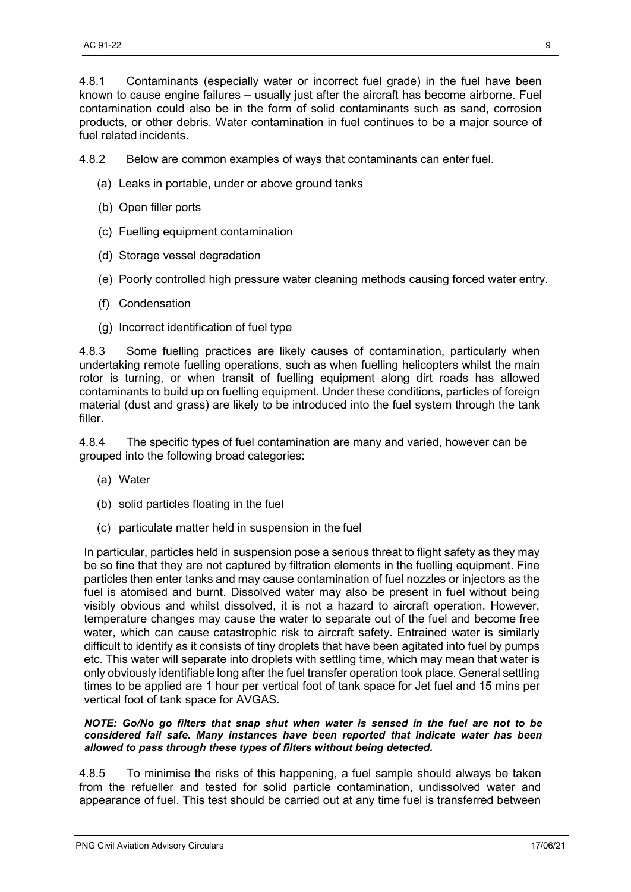4.8.1 Contaminants (especially water or incorrect fuel grade) in the fuel have been known to cause engine failures – usually just after the aircraft has become airborne. Fuel contamination could also be in the form of solid contaminants such as sand, corrosion products, or other debris. Water contamination in fuel continues to be a major source of fuel related incidents.

4.8.2 Below are common examples of ways that contaminants can enter fuel.

(a) Leaks in portable, under or above ground tanks

(b) Open filler ports

(c) Fuelling equipment contamination

(d) Storage vessel degradation

(e) Poorly controlled high pressure water cleaning methods causing forced water entry.

(f) Condensation

(g) Incorrect identification of fuel type

4.8.3 Some fuelling practices are likely causes of contamination, particularly when undertaking remote fuelling operations, such as when fuelling helicopters whilst the main rotor is turning, or when transit of fuelling equipment along dirt roads has allowed contaminants to build up on fuelling equipment. Under these conditions, particles of foreign material (dust and grass) are likely to be introduced into the fuel system through the tank filler.

4.8.4 The specific types of fuel contamination are many and varied, however can be grouped into the following broad categories:

(a) Water

(b) solid particles floating in the fuel

(c) particulate matter held in suspension in the fuel

In particular, particles held in suspension pose a serious threat to flight safety as they may be so fine that they are not captured by filtration elements in the fuelling equipment. Fine particles then enter tanks and may cause contamination of fuel nozzles or injectors as the fuel is atomised and burnt. Dissolved water may also be present in fuel without being visibly obvious and whilst dissolved, it is not a hazard to aircraft operation. However, temperature changes may cause the water to separate out of the fuel and become free water, which can cause catastrophic risk to aircraft safety. Entrained water is similarly difficult to identify as it consists of tiny droplets that have been agitated into fuel by pumps etc. This water will separate into droplets with settling time, which may mean that water is only obviously identifiable long after the fuel transfer operation took place. General settling times to be applied are 1 hour per vertical foot of tank space for Jet fuel and 15 mins per vertical foot of tank space for AVGAS.

***NOTE: Go/No go filters that snap shut when water is sensed in the fuel are not to be considered fail safe. Many instances have been reported that indicate water has been allowed to pass through these types of filters without being detected.***

4.8.5 To minimise the risks of this happening, a fuel sample should always be taken from the refueller and tested for solid particle contamination, undissolved water and appearance of fuel. This test should be carried out at any time fuel is transferred between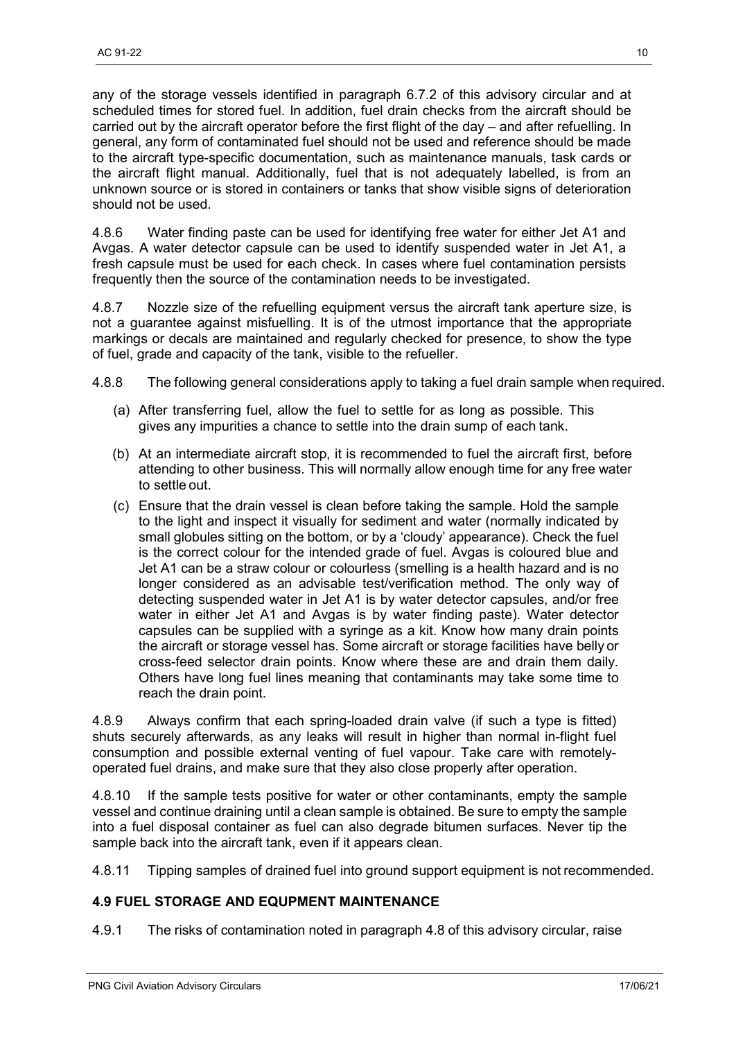any of the storage vessels identified in paragraph 6.7.2 of this advisory circular and at scheduled times for stored fuel. In addition, fuel drain checks from the aircraft should be carried out by the aircraft operator before the first flight of the day – and after refuelling. In general, any form of contaminated fuel should not be used and reference should be made to the aircraft type-specific documentation, such as maintenance manuals, task cards or the aircraft flight manual. Additionally, fuel that is not adequately labelled, is from an unknown source or is stored in containers or tanks that show visible signs of deterioration should not be used.

4.8.6 Water finding paste can be used for identifying free water for either Jet A1 and Avgas. A water detector capsule can be used to identify suspended water in Jet A1, a fresh capsule must be used for each check. In cases where fuel contamination persists frequently then the source of the contamination needs to be investigated.

4.8.7 Nozzle size of the refuelling equipment versus the aircraft tank aperture size, is not a guarantee against misfuelling. It is of the utmost importance that the appropriate markings or decals are maintained and regularly checked for presence, to show the type of fuel, grade and capacity of the tank, visible to the refueller.

4.8.8 The following general considerations apply to taking a fuel drain sample when required.

(a) After transferring fuel, allow the fuel to settle for as long as possible. This gives any impurities a chance to settle into the drain sump of each tank.

(b) At an intermediate aircraft stop, it is recommended to fuel the aircraft first, before attending to other business. This will normally allow enough time for any free water to settle out.

(c) Ensure that the drain vessel is clean before taking the sample. Hold the sample to the light and inspect it visually for sediment and water (normally indicated by small globules sitting on the bottom, or by a 'cloudy' appearance). Check the fuel is the correct colour for the intended grade of fuel. Avgas is coloured blue and Jet A1 can be a straw colour or colourless (smelling is a health hazard and is no longer considered as an advisable test/verification method. The only way of detecting suspended water in Jet A1 is by water detector capsules, and/or free water in either Jet A1 and Avgas is by water finding paste). Water detector capsules can be supplied with a syringe as a kit. Know how many drain points the aircraft or storage vessel has. Some aircraft or storage facilities have belly or cross-feed selector drain points. Know where these are and drain them daily. Others have long fuel lines meaning that contaminants may take some time to reach the drain point.

4.8.9 Always confirm that each spring-loaded drain valve (if such a type is fitted) shuts securely afterwards, as any leaks will result in higher than normal in-flight fuel consumption and possible external venting of fuel vapour. Take care with remotely-operated fuel drains, and make sure that they also close properly after operation.

4.8.10 If the sample tests positive for water or other contaminants, empty the sample vessel and continue draining until a clean sample is obtained. Be sure to empty the sample into a fuel disposal container as fuel can also degrade bitumen surfaces. Never tip the sample back into the aircraft tank, even if it appears clean.

4.8.11 Tipping samples of drained fuel into ground support equipment is not recommended.

## 4.9 FUEL STORAGE AND EQUPMENT MAINTENANCE

4.9.1 The risks of contamination noted in paragraph 4.8 of this advisory circular, raise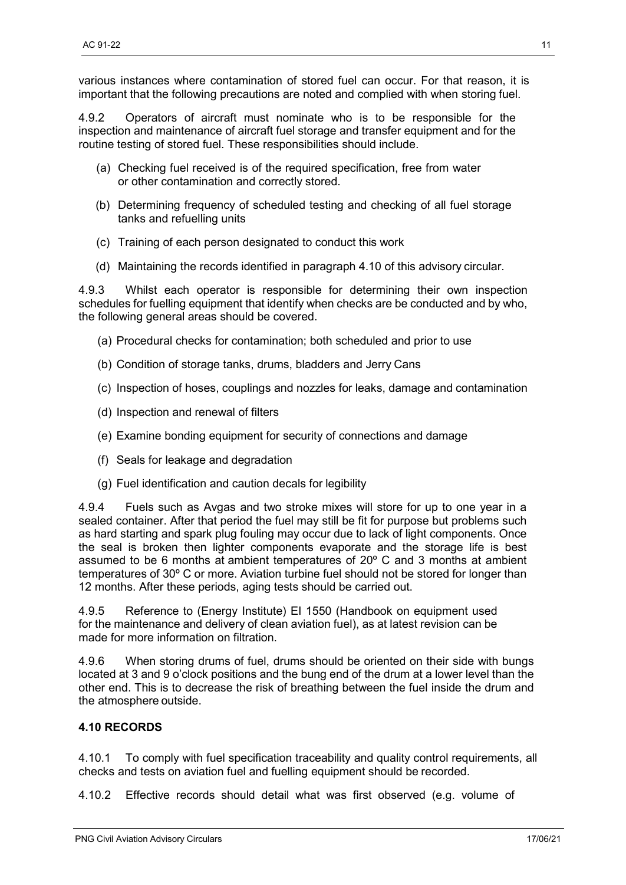various instances where contamination of stored fuel can occur. For that reason, it is important that the following precautions are noted and complied with when storing fuel.

4.9.2 Operators of aircraft must nominate who is to be responsible for the inspection and maintenance of aircraft fuel storage and transfer equipment and for the routine testing of stored fuel. These responsibilities should include.

(a) Checking fuel received is of the required specification, free from water or other contamination and correctly stored.

(b) Determining frequency of scheduled testing and checking of all fuel storage tanks and refuelling units

(c) Training of each person designated to conduct this work

(d) Maintaining the records identified in paragraph 4.10 of this advisory circular.

4.9.3 Whilst each operator is responsible for determining their own inspection schedules for fuelling equipment that identify when checks are be conducted and by who, the following general areas should be covered.

(a) Procedural checks for contamination; both scheduled and prior to use

(b) Condition of storage tanks, drums, bladders and Jerry Cans

(c) Inspection of hoses, couplings and nozzles for leaks, damage and contamination

(d) Inspection and renewal of filters

(e) Examine bonding equipment for security of connections and damage

(f) Seals for leakage and degradation

(g) Fuel identification and caution decals for legibility

4.9.4 Fuels such as Avgas and two stroke mixes will store for up to one year in a sealed container. After that period the fuel may still be fit for purpose but problems such as hard starting and spark plug fouling may occur due to lack of light components. Once the seal is broken then lighter components evaporate and the storage life is best assumed to be 6 months at ambient temperatures of 20º C and 3 months at ambient temperatures of 30º C or more. Aviation turbine fuel should not be stored for longer than 12 months. After these periods, aging tests should be carried out.

4.9.5 Reference to (Energy Institute) EI 1550 (Handbook on equipment used for the maintenance and delivery of clean aviation fuel), as at latest revision can be made for more information on filtration.

4.9.6 When storing drums of fuel, drums should be oriented on their side with bungs located at 3 and 9 o'clock positions and the bung end of the drum at a lower level than the other end. This is to decrease the risk of breathing between the fuel inside the drum and the atmosphere outside.

### 4.10 RECORDS

4.10.1 To comply with fuel specification traceability and quality control requirements, all checks and tests on aviation fuel and fuelling equipment should be recorded.

4.10.2 Effective records should detail what was first observed (e.g. volume of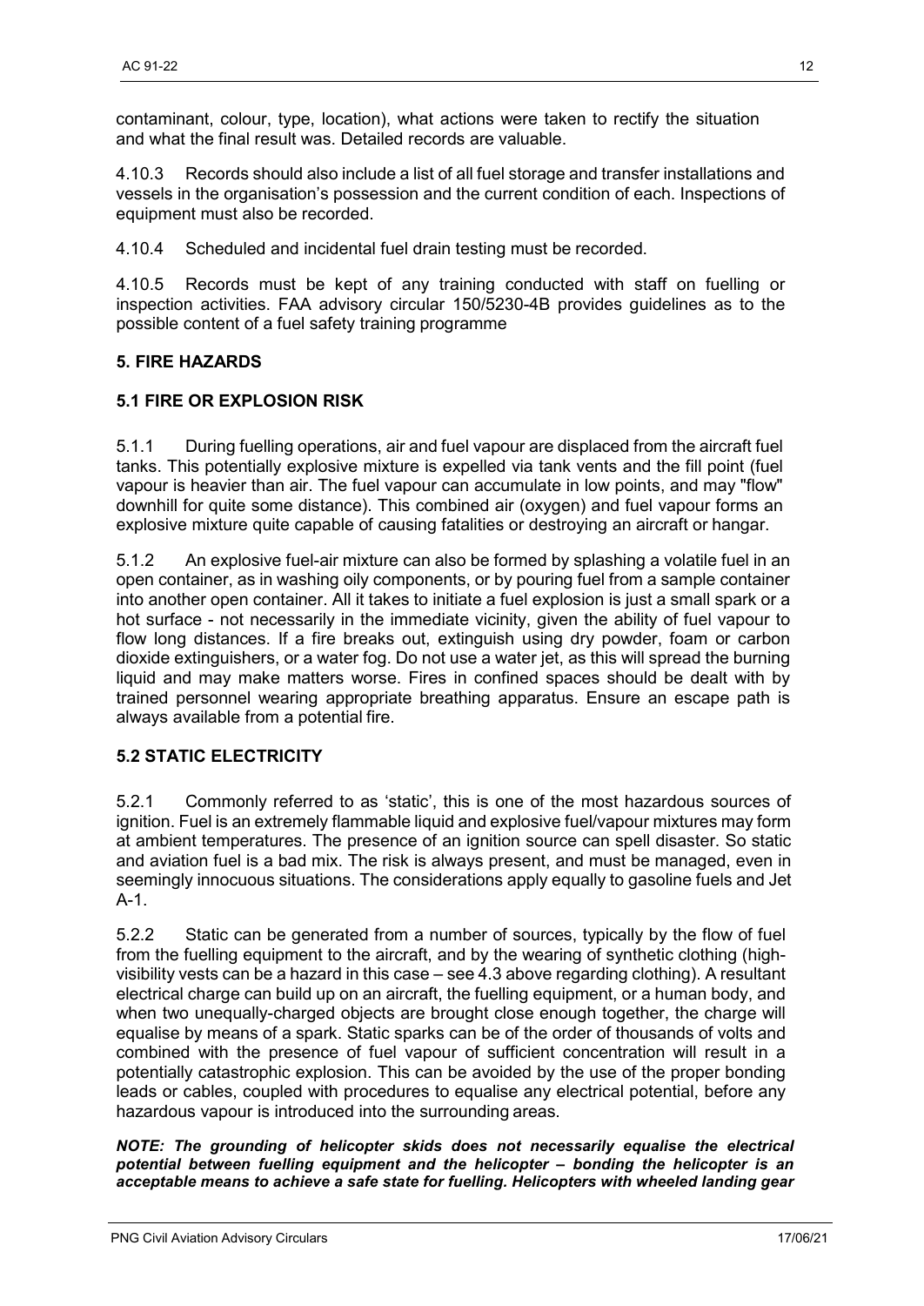contaminant, colour, type, location), what actions were taken to rectify the situation and what the final result was. Detailed records are valuable.

4.10.3 Records should also include a list of all fuel storage and transfer installations and vessels in the organisation's possession and the current condition of each. Inspections of equipment must also be recorded.

4.10.4 Scheduled and incidental fuel drain testing must be recorded.

4.10.5 Records must be kept of any training conducted with staff on fuelling or inspection activities. FAA advisory circular 150/5230-4B provides guidelines as to the possible content of a fuel safety training programme

## 5. FIRE HAZARDS

### 5.1 FIRE OR EXPLOSION RISK

5.1.1 During fuelling operations, air and fuel vapour are displaced from the aircraft fuel tanks. This potentially explosive mixture is expelled via tank vents and the fill point (fuel vapour is heavier than air. The fuel vapour can accumulate in low points, and may "flow" downhill for quite some distance). This combined air (oxygen) and fuel vapour forms an explosive mixture quite capable of causing fatalities or destroying an aircraft or hangar.

5.1.2 An explosive fuel-air mixture can also be formed by splashing a volatile fuel in an open container, as in washing oily components, or by pouring fuel from a sample container into another open container. All it takes to initiate a fuel explosion is just a small spark or a hot surface - not necessarily in the immediate vicinity, given the ability of fuel vapour to flow long distances. If a fire breaks out, extinguish using dry powder, foam or carbon dioxide extinguishers, or a water fog. Do not use a water jet, as this will spread the burning liquid and may make matters worse. Fires in confined spaces should be dealt with by trained personnel wearing appropriate breathing apparatus. Ensure an escape path is always available from a potential fire.

### 5.2 STATIC ELECTRICITY

5.2.1 Commonly referred to as 'static', this is one of the most hazardous sources of ignition. Fuel is an extremely flammable liquid and explosive fuel/vapour mixtures may form at ambient temperatures. The presence of an ignition source can spell disaster. So static and aviation fuel is a bad mix. The risk is always present, and must be managed, even in seemingly innocuous situations. The considerations apply equally to gasoline fuels and Jet A-1.

5.2.2 Static can be generated from a number of sources, typically by the flow of fuel from the fuelling equipment to the aircraft, and by the wearing of synthetic clothing (high-visibility vests can be a hazard in this case – see 4.3 above regarding clothing). A resultant electrical charge can build up on an aircraft, the fuelling equipment, or a human body, and when two unequally-charged objects are brought close enough together, the charge will equalise by means of a spark. Static sparks can be of the order of thousands of volts and combined with the presence of fuel vapour of sufficient concentration will result in a potentially catastrophic explosion. This can be avoided by the use of the proper bonding leads or cables, coupled with procedures to equalise any electrical potential, before any hazardous vapour is introduced into the surrounding areas.

***NOTE: The grounding of helicopter skids does not necessarily equalise the electrical potential between fuelling equipment and the helicopter – bonding the helicopter is an acceptable means to achieve a safe state for fuelling. Helicopters with wheeled landing gear***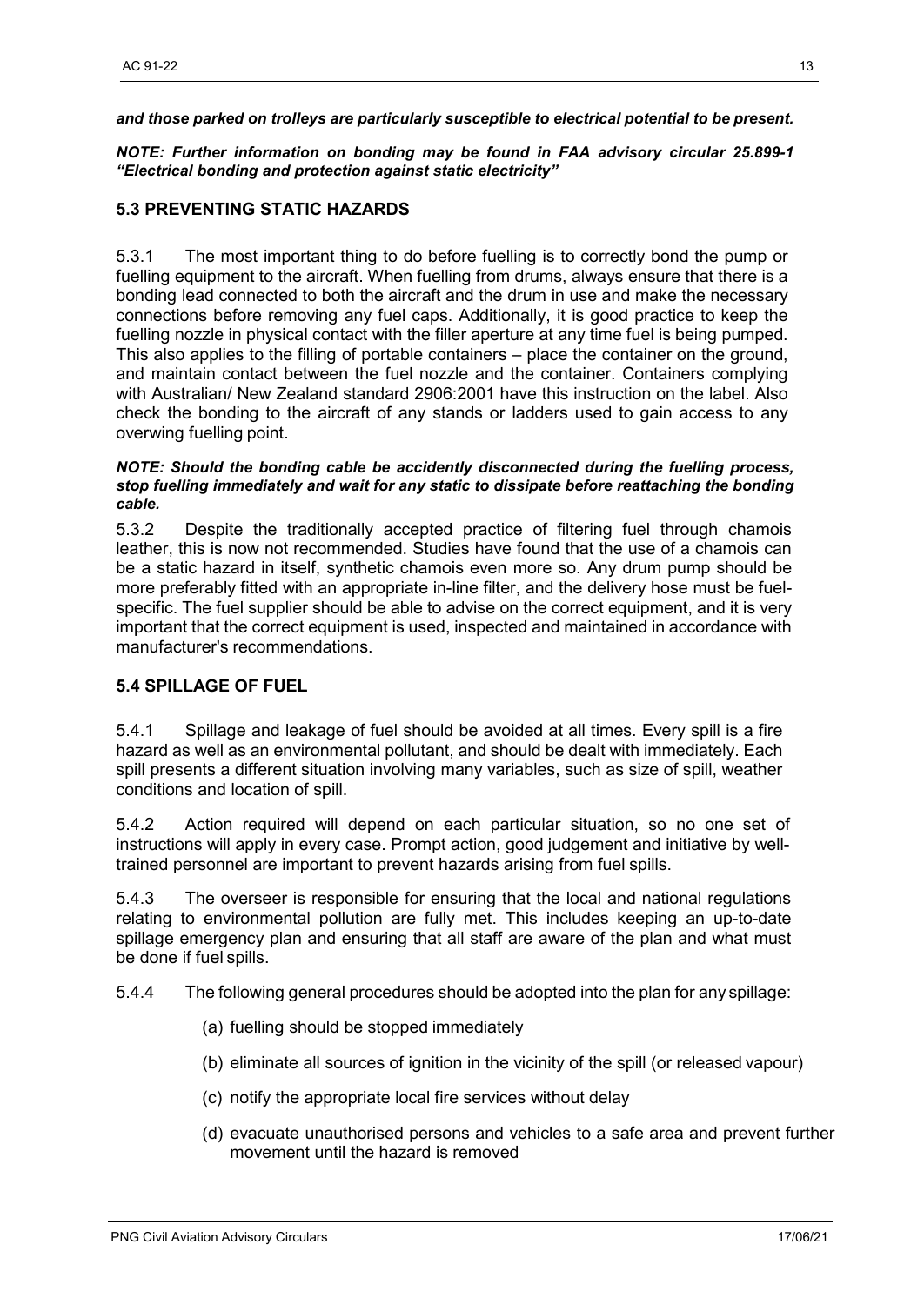***and those parked on trolleys are particularly susceptible to electrical potential to be present.***

***NOTE: Further information on bonding may be found in FAA advisory circular 25.899-1 "Electrical bonding and protection against static electricity"***

## 5.3 PREVENTING STATIC HAZARDS

5.3.1 The most important thing to do before fuelling is to correctly bond the pump or fuelling equipment to the aircraft. When fuelling from drums, always ensure that there is a bonding lead connected to both the aircraft and the drum in use and make the necessary connections before removing any fuel caps. Additionally, it is good practice to keep the fuelling nozzle in physical contact with the filler aperture at any time fuel is being pumped. This also applies to the filling of portable containers – place the container on the ground, and maintain contact between the fuel nozzle and the container. Containers complying with Australian/ New Zealand standard 2906:2001 have this instruction on the label. Also check the bonding to the aircraft of any stands or ladders used to gain access to any overwing fuelling point.

***NOTE: Should the bonding cable be accidently disconnected during the fuelling process, stop fuelling immediately and wait for any static to dissipate before reattaching the bonding cable.***

5.3.2 Despite the traditionally accepted practice of filtering fuel through chamois leather, this is now not recommended. Studies have found that the use of a chamois can be a static hazard in itself, synthetic chamois even more so. Any drum pump should be more preferably fitted with an appropriate in-line filter, and the delivery hose must be fuel-specific. The fuel supplier should be able to advise on the correct equipment, and it is very important that the correct equipment is used, inspected and maintained in accordance with manufacturer's recommendations.

## 5.4 SPILLAGE OF FUEL

5.4.1 Spillage and leakage of fuel should be avoided at all times. Every spill is a fire hazard as well as an environmental pollutant, and should be dealt with immediately. Each spill presents a different situation involving many variables, such as size of spill, weather conditions and location of spill.

5.4.2 Action required will depend on each particular situation, so no one set of instructions will apply in every case. Prompt action, good judgement and initiative by well-trained personnel are important to prevent hazards arising from fuel spills.

5.4.3 The overseer is responsible for ensuring that the local and national regulations relating to environmental pollution are fully met. This includes keeping an up-to-date spillage emergency plan and ensuring that all staff are aware of the plan and what must be done if fuel spills.

5.4.4 The following general procedures should be adopted into the plan for any spillage:

(a) fuelling should be stopped immediately

(b) eliminate all sources of ignition in the vicinity of the spill (or released vapour)

(c) notify the appropriate local fire services without delay

(d) evacuate unauthorised persons and vehicles to a safe area and prevent further movement until the hazard is removed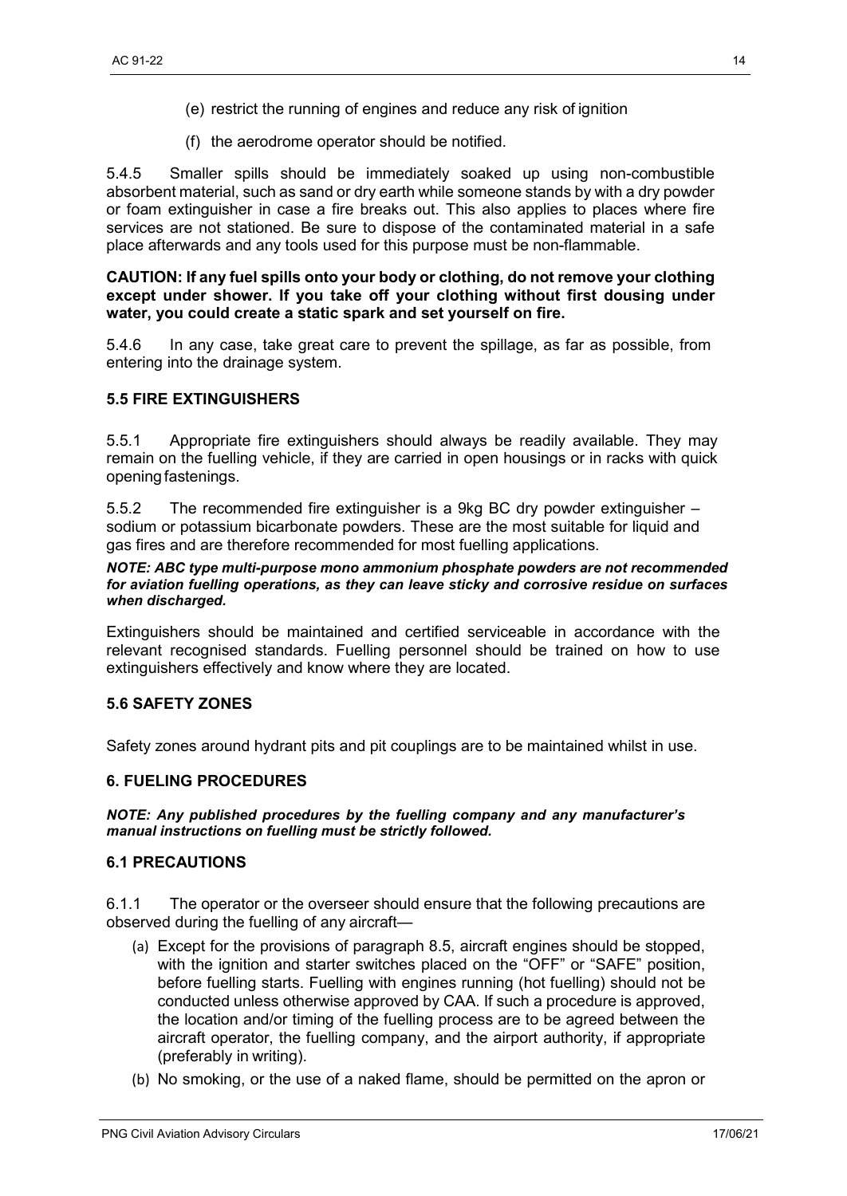(e) restrict the running of engines and reduce any risk of ignition

(f) the aerodrome operator should be notified.

5.4.5 Smaller spills should be immediately soaked up using non-combustible absorbent material, such as sand or dry earth while someone stands by with a dry powder or foam extinguisher in case a fire breaks out. This also applies to places where fire services are not stationed. Be sure to dispose of the contaminated material in a safe place afterwards and any tools used for this purpose must be non-flammable.

**CAUTION: If any fuel spills onto your body or clothing, do not remove your clothing except under shower. If you take off your clothing without first dousing under water, you could create a static spark and set yourself on fire.**

5.4.6 In any case, take great care to prevent the spillage, as far as possible, from entering into the drainage system.

### 5.5 FIRE EXTINGUISHERS

5.5.1 Appropriate fire extinguishers should always be readily available. They may remain on the fuelling vehicle, if they are carried in open housings or in racks with quick opening fastenings.

5.5.2 The recommended fire extinguisher is a 9kg BC dry powder extinguisher – sodium or potassium bicarbonate powders. These are the most suitable for liquid and gas fires and are therefore recommended for most fuelling applications.

***NOTE: ABC type multi-purpose mono ammonium phosphate powders are not recommended for aviation fuelling operations, as they can leave sticky and corrosive residue on surfaces when discharged.***

Extinguishers should be maintained and certified serviceable in accordance with the relevant recognised standards. Fuelling personnel should be trained on how to use extinguishers effectively and know where they are located.

### 5.6 SAFETY ZONES

Safety zones around hydrant pits and pit couplings are to be maintained whilst in use.

## 6. FUELING PROCEDURES

***NOTE: Any published procedures by the fuelling company and any manufacturer's manual instructions on fuelling must be strictly followed.***

### 6.1 PRECAUTIONS

6.1.1 The operator or the overseer should ensure that the following precautions are observed during the fuelling of any aircraft—

(a) Except for the provisions of paragraph 8.5, aircraft engines should be stopped, with the ignition and starter switches placed on the "OFF" or "SAFE" position, before fuelling starts. Fuelling with engines running (hot fuelling) should not be conducted unless otherwise approved by CAA. If such a procedure is approved, the location and/or timing of the fuelling process are to be agreed between the aircraft operator, the fuelling company, and the airport authority, if appropriate (preferably in writing).

(b) No smoking, or the use of a naked flame, should be permitted on the apron or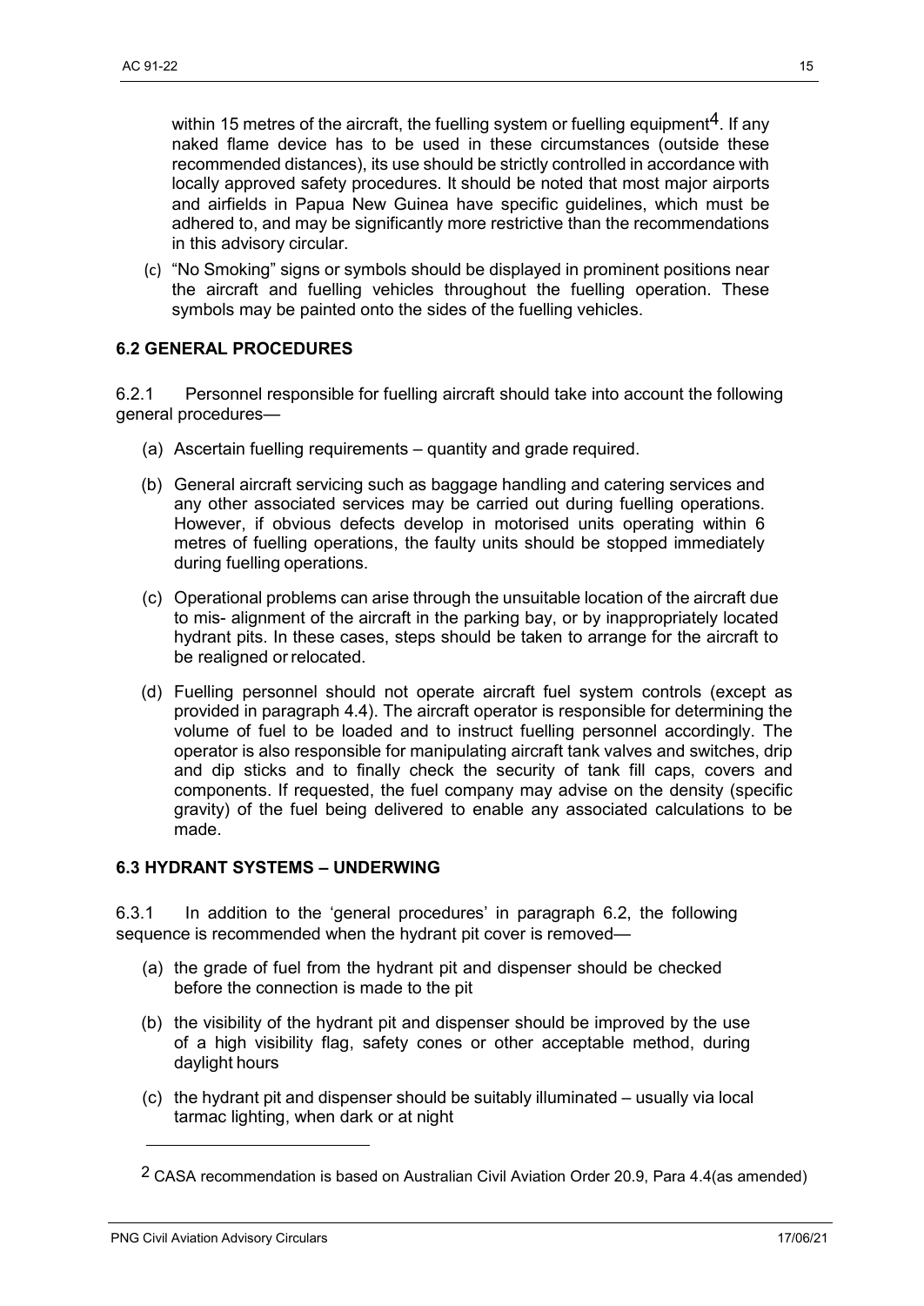within 15 metres of the aircraft, the fuelling system or fuelling equipment[4]. If any naked flame device has to be used in these circumstances (outside these recommended distances), its use should be strictly controlled in accordance with locally approved safety procedures. It should be noted that most major airports and airfields in Papua New Guinea have specific guidelines, which must be adhered to, and may be significantly more restrictive than the recommendations in this advisory circular.

(c) "No Smoking" signs or symbols should be displayed in prominent positions near the aircraft and fuelling vehicles throughout the fuelling operation. These symbols may be painted onto the sides of the fuelling vehicles.

### 6.2 GENERAL PROCEDURES

6.2.1 Personnel responsible for fuelling aircraft should take into account the following general procedures—

(a) Ascertain fuelling requirements – quantity and grade required.

(b) General aircraft servicing such as baggage handling and catering services and any other associated services may be carried out during fuelling operations. However, if obvious defects develop in motorised units operating within 6 metres of fuelling operations, the faulty units should be stopped immediately during fuelling operations.

(c) Operational problems can arise through the unsuitable location of the aircraft due to mis- alignment of the aircraft in the parking bay, or by inappropriately located hydrant pits. In these cases, steps should be taken to arrange for the aircraft to be realigned or relocated.

(d) Fuelling personnel should not operate aircraft fuel system controls (except as provided in paragraph 4.4). The aircraft operator is responsible for determining the volume of fuel to be loaded and to instruct fuelling personnel accordingly. The operator is also responsible for manipulating aircraft tank valves and switches, drip and dip sticks and to finally check the security of tank fill caps, covers and components. If requested, the fuel company may advise on the density (specific gravity) of the fuel being delivered to enable any associated calculations to be made.

### 6.3 HYDRANT SYSTEMS – UNDERWING

6.3.1 In addition to the 'general procedures' in paragraph 6.2, the following sequence is recommended when the hydrant pit cover is removed—

(a) the grade of fuel from the hydrant pit and dispenser should be checked before the connection is made to the pit

(b) the visibility of the hydrant pit and dispenser should be improved by the use of a high visibility flag, safety cones or other acceptable method, during daylight hours

(c) the hydrant pit and dispenser should be suitably illuminated – usually via local tarmac lighting, when dark or at night

---

[2] CASA recommendation is based on Australian Civil Aviation Order 20.9, Para 4.4(as amended)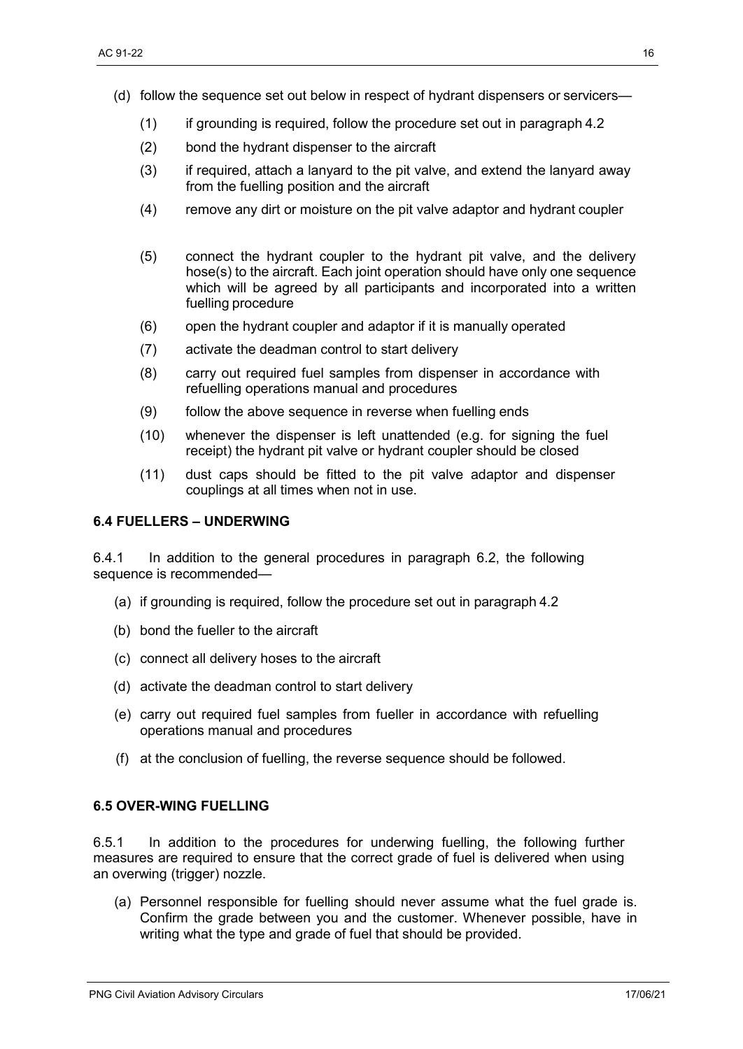(d) follow the sequence set out below in respect of hydrant dispensers or servicers—

   (1) if grounding is required, follow the procedure set out in paragraph 4.2

   (2) bond the hydrant dispenser to the aircraft

   (3) if required, attach a lanyard to the pit valve, and extend the lanyard away from the fuelling position and the aircraft

   (4) remove any dirt or moisture on the pit valve adaptor and hydrant coupler

   (5) connect the hydrant coupler to the hydrant pit valve, and the delivery hose(s) to the aircraft. Each joint operation should have only one sequence which will be agreed by all participants and incorporated into a written fuelling procedure

   (6) open the hydrant coupler and adaptor if it is manually operated

   (7) activate the deadman control to start delivery

   (8) carry out required fuel samples from dispenser in accordance with refuelling operations manual and procedures

   (9) follow the above sequence in reverse when fuelling ends

   (10) whenever the dispenser is left unattended (e.g. for signing the fuel receipt) the hydrant pit valve or hydrant coupler should be closed

   (11) dust caps should be fitted to the pit valve adaptor and dispenser couplings at all times when not in use.

### 6.4 FUELLERS – UNDERWING

6.4.1 In addition to the general procedures in paragraph 6.2, the following sequence is recommended—

(a) if grounding is required, follow the procedure set out in paragraph 4.2

(b) bond the fueller to the aircraft

(c) connect all delivery hoses to the aircraft

(d) activate the deadman control to start delivery

(e) carry out required fuel samples from fueller in accordance with refuelling operations manual and procedures

(f) at the conclusion of fuelling, the reverse sequence should be followed.

### 6.5 OVER-WING FUELLING

6.5.1 In addition to the procedures for underwing fuelling, the following further measures are required to ensure that the correct grade of fuel is delivered when using an overwing (trigger) nozzle.

(a) Personnel responsible for fuelling should never assume what the fuel grade is. Confirm the grade between you and the customer. Whenever possible, have in writing what the type and grade of fuel that should be provided.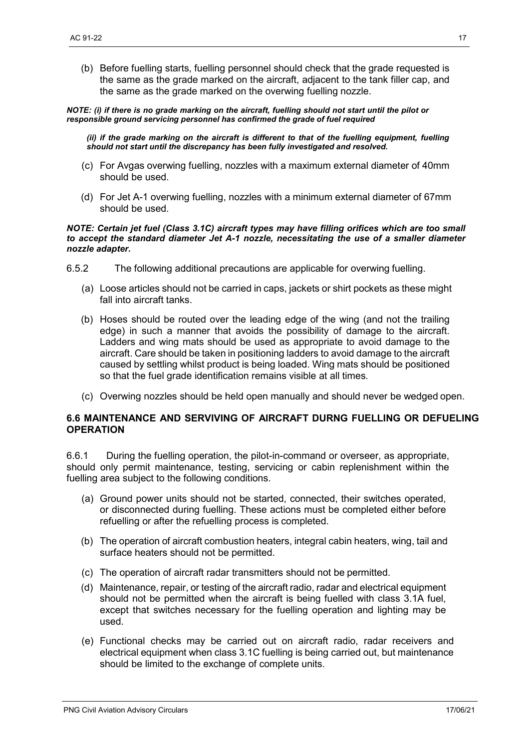(b) Before fuelling starts, fuelling personnel should check that the grade requested is the same as the grade marked on the aircraft, adjacent to the tank filler cap, and the same as the grade marked on the overwing fuelling nozzle.

***NOTE: (i) if there is no grade marking on the aircraft, fuelling should not start until the pilot or responsible ground servicing personnel has confirmed the grade of fuel required***

***(ii) if the grade marking on the aircraft is different to that of the fuelling equipment, fuelling should not start until the discrepancy has been fully investigated and resolved.***

(c) For Avgas overwing fuelling, nozzles with a maximum external diameter of 40mm should be used.

(d) For Jet A-1 overwing fuelling, nozzles with a minimum external diameter of 67mm should be used.

***NOTE: Certain jet fuel (Class 3.1C) aircraft types may have filling orifices which are too small to accept the standard diameter Jet A-1 nozzle, necessitating the use of a smaller diameter nozzle adapter.***

6.5.2 The following additional precautions are applicable for overwing fuelling.

(a) Loose articles should not be carried in caps, jackets or shirt pockets as these might fall into aircraft tanks.

(b) Hoses should be routed over the leading edge of the wing (and not the trailing edge) in such a manner that avoids the possibility of damage to the aircraft. Ladders and wing mats should be used as appropriate to avoid damage to the aircraft. Care should be taken in positioning ladders to avoid damage to the aircraft caused by settling whilst product is being loaded. Wing mats should be positioned so that the fuel grade identification remains visible at all times.

(c) Overwing nozzles should be held open manually and should never be wedged open.

### 6.6 MAINTENANCE AND SERVIVING OF AIRCRAFT DURNG FUELLING OR DEFUELING OPERATION

6.6.1 During the fuelling operation, the pilot-in-command or overseer, as appropriate, should only permit maintenance, testing, servicing or cabin replenishment within the fuelling area subject to the following conditions.

(a) Ground power units should not be started, connected, their switches operated, or disconnected during fuelling. These actions must be completed either before refuelling or after the refuelling process is completed.

(b) The operation of aircraft combustion heaters, integral cabin heaters, wing, tail and surface heaters should not be permitted.

(c) The operation of aircraft radar transmitters should not be permitted.

(d) Maintenance, repair, or testing of the aircraft radio, radar and electrical equipment should not be permitted when the aircraft is being fuelled with class 3.1A fuel, except that switches necessary for the fuelling operation and lighting may be used.

(e) Functional checks may be carried out on aircraft radio, radar receivers and electrical equipment when class 3.1C fuelling is being carried out, but maintenance should be limited to the exchange of complete units.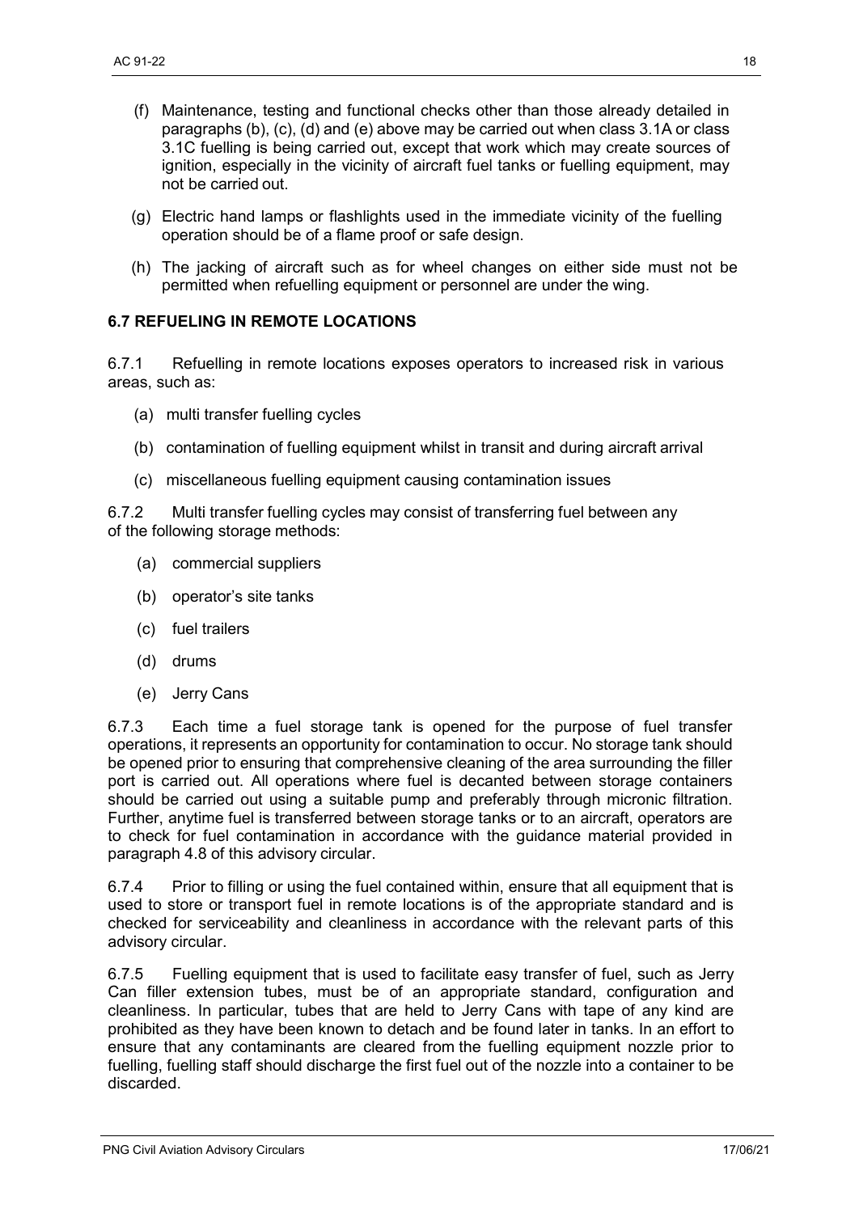(f) Maintenance, testing and functional checks other than those already detailed in paragraphs (b), (c), (d) and (e) above may be carried out when class 3.1A or class 3.1C fuelling is being carried out, except that work which may create sources of ignition, especially in the vicinity of aircraft fuel tanks or fuelling equipment, may not be carried out.

(g) Electric hand lamps or flashlights used in the immediate vicinity of the fuelling operation should be of a flame proof or safe design.

(h) The jacking of aircraft such as for wheel changes on either side must not be permitted when refuelling equipment or personnel are under the wing.

### 6.7 REFUELING IN REMOTE LOCATIONS

6.7.1 Refuelling in remote locations exposes operators to increased risk in various areas, such as:

(a) multi transfer fuelling cycles

(b) contamination of fuelling equipment whilst in transit and during aircraft arrival

(c) miscellaneous fuelling equipment causing contamination issues

6.7.2 Multi transfer fuelling cycles may consist of transferring fuel between any of the following storage methods:

(a) commercial suppliers

(b) operator's site tanks

(c) fuel trailers

(d) drums

(e) Jerry Cans

6.7.3 Each time a fuel storage tank is opened for the purpose of fuel transfer operations, it represents an opportunity for contamination to occur. No storage tank should be opened prior to ensuring that comprehensive cleaning of the area surrounding the filler port is carried out. All operations where fuel is decanted between storage containers should be carried out using a suitable pump and preferably through micronic filtration. Further, anytime fuel is transferred between storage tanks or to an aircraft, operators are to check for fuel contamination in accordance with the guidance material provided in paragraph 4.8 of this advisory circular.

6.7.4 Prior to filling or using the fuel contained within, ensure that all equipment that is used to store or transport fuel in remote locations is of the appropriate standard and is checked for serviceability and cleanliness in accordance with the relevant parts of this advisory circular.

6.7.5 Fuelling equipment that is used to facilitate easy transfer of fuel, such as Jerry Can filler extension tubes, must be of an appropriate standard, configuration and cleanliness. In particular, tubes that are held to Jerry Cans with tape of any kind are prohibited as they have been known to detach and be found later in tanks. In an effort to ensure that any contaminants are cleared from the fuelling equipment nozzle prior to fuelling, fuelling staff should discharge the first fuel out of the nozzle into a container to be discarded.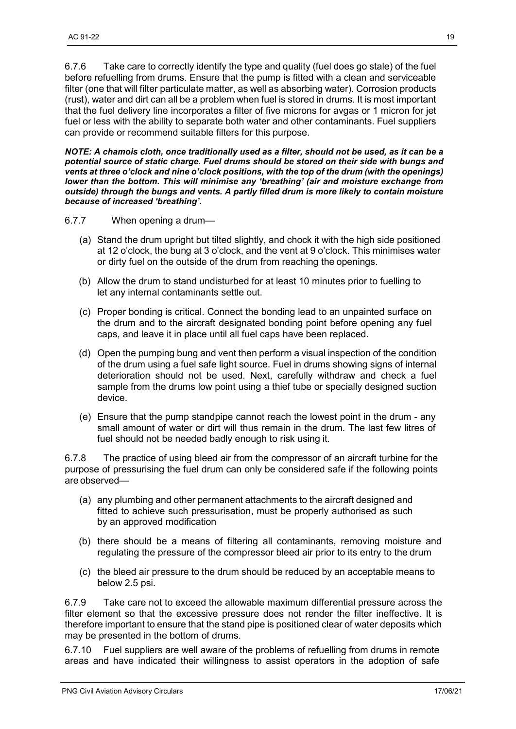6.7.6 Take care to correctly identify the type and quality (fuel does go stale) of the fuel before refuelling from drums. Ensure that the pump is fitted with a clean and serviceable filter (one that will filter particulate matter, as well as absorbing water). Corrosion products (rust), water and dirt can all be a problem when fuel is stored in drums. It is most important that the fuel delivery line incorporates a filter of five microns for avgas or 1 micron for jet fuel or less with the ability to separate both water and other contaminants. Fuel suppliers can provide or recommend suitable filters for this purpose.

***NOTE: A chamois cloth, once traditionally used as a filter, should not be used, as it can be a potential source of static charge. Fuel drums should be stored on their side with bungs and vents at three o'clock and nine o'clock positions, with the top of the drum (with the openings) lower than the bottom. This will minimise any 'breathing' (air and moisture exchange from outside) through the bungs and vents. A partly filled drum is more likely to contain moisture because of increased 'breathing'.***

6.7.7 When opening a drum—

(a) Stand the drum upright but tilted slightly, and chock it with the high side positioned at 12 o'clock, the bung at 3 o'clock, and the vent at 9 o'clock. This minimises water or dirty fuel on the outside of the drum from reaching the openings.

(b) Allow the drum to stand undisturbed for at least 10 minutes prior to fuelling to let any internal contaminants settle out.

(c) Proper bonding is critical. Connect the bonding lead to an unpainted surface on the drum and to the aircraft designated bonding point before opening any fuel caps, and leave it in place until all fuel caps have been replaced.

(d) Open the pumping bung and vent then perform a visual inspection of the condition of the drum using a fuel safe light source. Fuel in drums showing signs of internal deterioration should not be used. Next, carefully withdraw and check a fuel sample from the drums low point using a thief tube or specially designed suction device.

(e) Ensure that the pump standpipe cannot reach the lowest point in the drum - any small amount of water or dirt will thus remain in the drum. The last few litres of fuel should not be needed badly enough to risk using it.

6.7.8 The practice of using bleed air from the compressor of an aircraft turbine for the purpose of pressurising the fuel drum can only be considered safe if the following points are observed—

(a) any plumbing and other permanent attachments to the aircraft designed and fitted to achieve such pressurisation, must be properly authorised as such by an approved modification

(b) there should be a means of filtering all contaminants, removing moisture and regulating the pressure of the compressor bleed air prior to its entry to the drum

(c) the bleed air pressure to the drum should be reduced by an acceptable means to below 2.5 psi.

6.7.9 Take care not to exceed the allowable maximum differential pressure across the filter element so that the excessive pressure does not render the filter ineffective. It is therefore important to ensure that the stand pipe is positioned clear of water deposits which may be presented in the bottom of drums.

6.7.10 Fuel suppliers are well aware of the problems of refuelling from drums in remote areas and have indicated their willingness to assist operators in the adoption of safe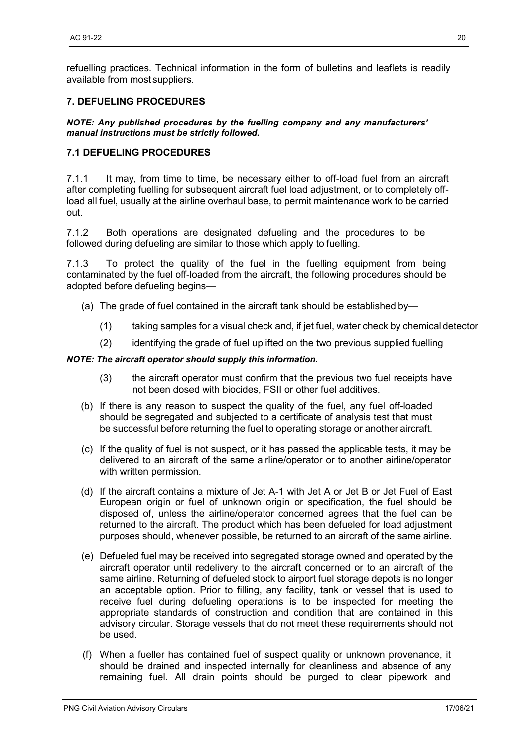refuelling practices. Technical information in the form of bulletins and leaflets is readily available from most suppliers.

## 7. DEFUELING PROCEDURES

***NOTE: Any published procedures by the fuelling company and any manufacturers' manual instructions must be strictly followed.***

### 7.1 DEFUELING PROCEDURES

7.1.1 It may, from time to time, be necessary either to off-load fuel from an aircraft after completing fuelling for subsequent aircraft fuel load adjustment, or to completely off-load all fuel, usually at the airline overhaul base, to permit maintenance work to be carried out.

7.1.2 Both operations are designated defueling and the procedures to be followed during defueling are similar to those which apply to fuelling.

7.1.3 To protect the quality of the fuel in the fuelling equipment from being contaminated by the fuel off-loaded from the aircraft, the following procedures should be adopted before defueling begins—

(a) The grade of fuel contained in the aircraft tank should be established by—

(1) taking samples for a visual check and, if jet fuel, water check by chemical detector

(2) identifying the grade of fuel uplifted on the two previous supplied fuelling

***NOTE: The aircraft operator should supply this information.***

(3) the aircraft operator must confirm that the previous two fuel receipts have not been dosed with biocides, FSII or other fuel additives.

(b) If there is any reason to suspect the quality of the fuel, any fuel off-loaded should be segregated and subjected to a certificate of analysis test that must be successful before returning the fuel to operating storage or another aircraft.

(c) If the quality of fuel is not suspect, or it has passed the applicable tests, it may be delivered to an aircraft of the same airline/operator or to another airline/operator with written permission.

(d) If the aircraft contains a mixture of Jet A-1 with Jet A or Jet B or Jet Fuel of East European origin or fuel of unknown origin or specification, the fuel should be disposed of, unless the airline/operator concerned agrees that the fuel can be returned to the aircraft. The product which has been defueled for load adjustment purposes should, whenever possible, be returned to an aircraft of the same airline.

(e) Defueled fuel may be received into segregated storage owned and operated by the aircraft operator until redelivery to the aircraft concerned or to an aircraft of the same airline. Returning of defueled stock to airport fuel storage depots is no longer an acceptable option. Prior to filling, any facility, tank or vessel that is used to receive fuel during defueling operations is to be inspected for meeting the appropriate standards of construction and condition that are contained in this advisory circular. Storage vessels that do not meet these requirements should not be used.

(f) When a fueller has contained fuel of suspect quality or unknown provenance, it should be drained and inspected internally for cleanliness and absence of any remaining fuel. All drain points should be purged to clear pipework and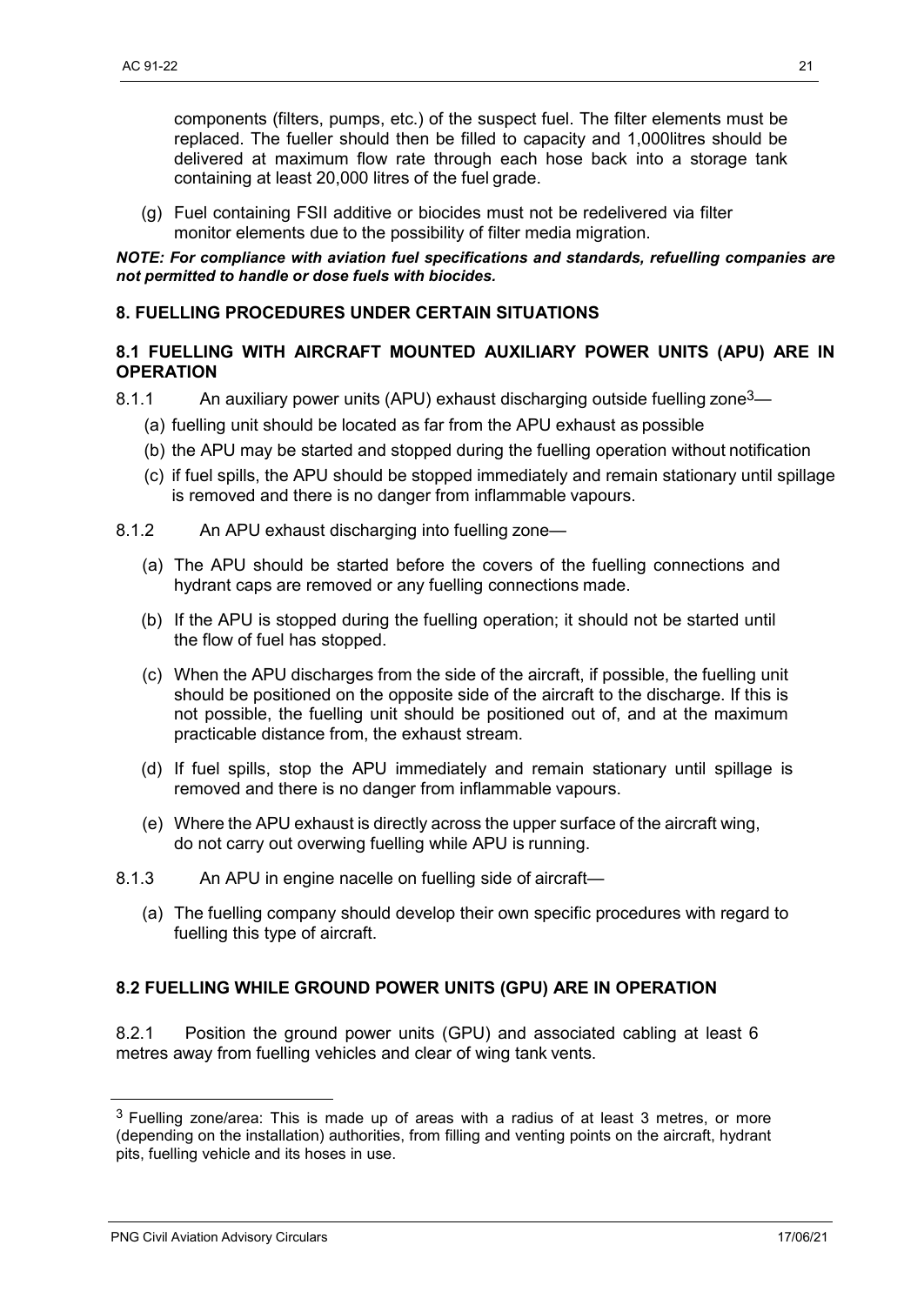components (filters, pumps, etc.) of the suspect fuel. The filter elements must be replaced. The fueller should then be filled to capacity and 1,000litres should be delivered at maximum flow rate through each hose back into a storage tank containing at least 20,000 litres of the fuel grade.

(g) Fuel containing FSII additive or biocides must not be redelivered via filter monitor elements due to the possibility of filter media migration.

***NOTE: For compliance with aviation fuel specifications and standards, refuelling companies are not permitted to handle or dose fuels with biocides.***

## 8. FUELLING PROCEDURES UNDER CERTAIN SITUATIONS

### 8.1 FUELLING WITH AIRCRAFT MOUNTED AUXILIARY POWER UNITS (APU) ARE IN OPERATION

8.1.1 An auxiliary power units (APU) exhaust discharging outside fuelling zone[3]—

(a) fuelling unit should be located as far from the APU exhaust as possible

(b) the APU may be started and stopped during the fuelling operation without notification

(c) if fuel spills, the APU should be stopped immediately and remain stationary until spillage is removed and there is no danger from inflammable vapours.

8.1.2 An APU exhaust discharging into fuelling zone—

(a) The APU should be started before the covers of the fuelling connections and hydrant caps are removed or any fuelling connections made.

(b) If the APU is stopped during the fuelling operation; it should not be started until the flow of fuel has stopped.

(c) When the APU discharges from the side of the aircraft, if possible, the fuelling unit should be positioned on the opposite side of the aircraft to the discharge. If this is not possible, the fuelling unit should be positioned out of, and at the maximum practicable distance from, the exhaust stream.

(d) If fuel spills, stop the APU immediately and remain stationary until spillage is removed and there is no danger from inflammable vapours.

(e) Where the APU exhaust is directly across the upper surface of the aircraft wing, do not carry out overwing fuelling while APU is running.

8.1.3 An APU in engine nacelle on fuelling side of aircraft—

(a) The fuelling company should develop their own specific procedures with regard to fuelling this type of aircraft.

### 8.2 FUELLING WHILE GROUND POWER UNITS (GPU) ARE IN OPERATION

8.2.1 Position the ground power units (GPU) and associated cabling at least 6 metres away from fuelling vehicles and clear of wing tank vents.

---

[3] Fuelling zone/area: This is made up of areas with a radius of at least 3 metres, or more (depending on the installation) authorities, from filling and venting points on the aircraft, hydrant pits, fuelling vehicle and its hoses in use.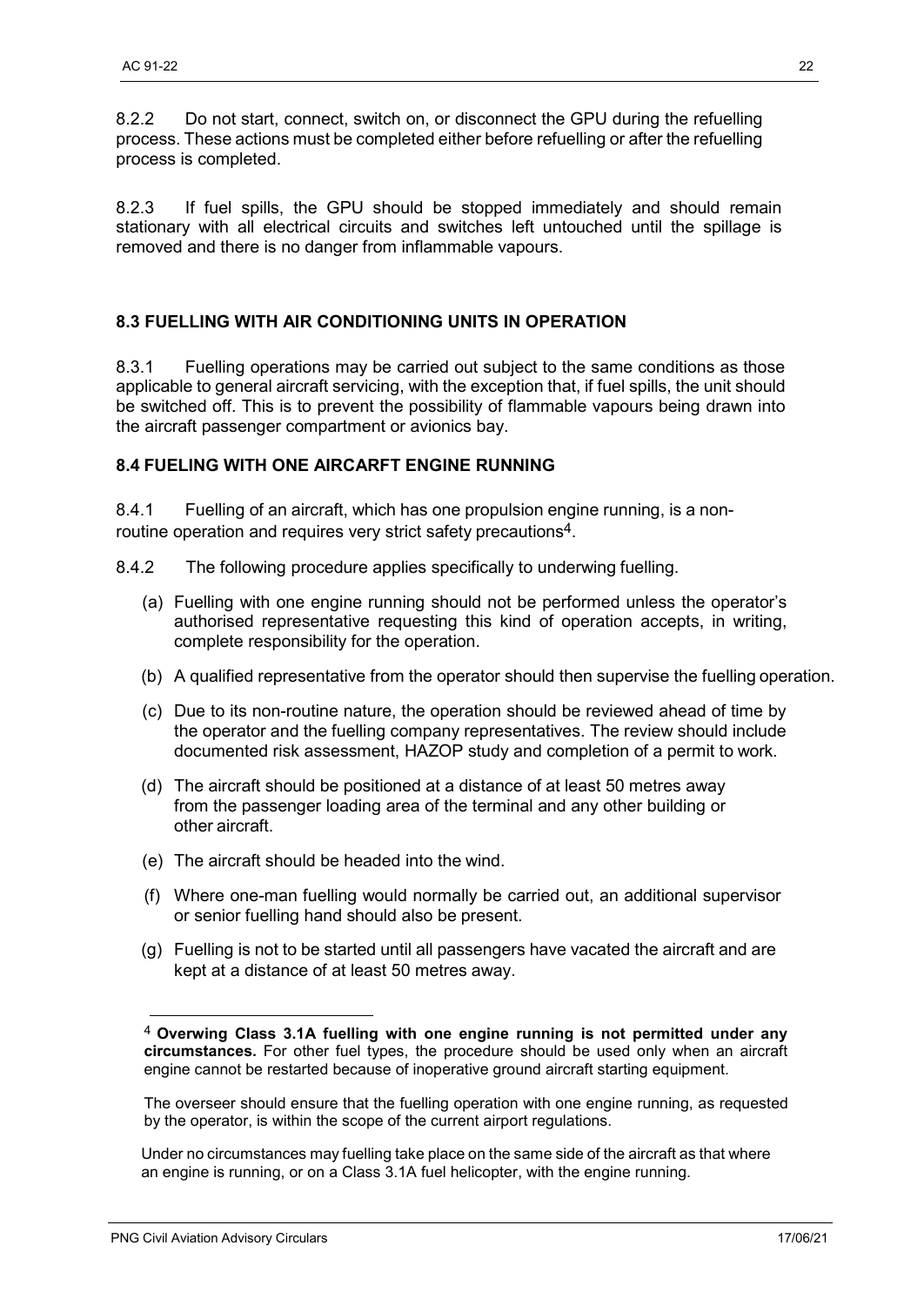8.2.2 Do not start, connect, switch on, or disconnect the GPU during the refuelling process. These actions must be completed either before refuelling or after the refuelling process is completed.

8.2.3 If fuel spills, the GPU should be stopped immediately and should remain stationary with all electrical circuits and switches left untouched until the spillage is removed and there is no danger from inflammable vapours.

## 8.3 FUELLING WITH AIR CONDITIONING UNITS IN OPERATION

8.3.1 Fuelling operations may be carried out subject to the same conditions as those applicable to general aircraft servicing, with the exception that, if fuel spills, the unit should be switched off. This is to prevent the possibility of flammable vapours being drawn into the aircraft passenger compartment or avionics bay.

## 8.4 FUELING WITH ONE AIRCARFT ENGINE RUNNING

8.4.1 Fuelling of an aircraft, which has one propulsion engine running, is a non-routine operation and requires very strict safety precautions[4].

8.4.2 The following procedure applies specifically to underwing fuelling.

(a) Fuelling with one engine running should not be performed unless the operator's authorised representative requesting this kind of operation accepts, in writing, complete responsibility for the operation.

(b) A qualified representative from the operator should then supervise the fuelling operation.

(c) Due to its non-routine nature, the operation should be reviewed ahead of time by the operator and the fuelling company representatives. The review should include documented risk assessment, HAZOP study and completion of a permit to work.

(d) The aircraft should be positioned at a distance of at least 50 metres away from the passenger loading area of the terminal and any other building or other aircraft.

(e) The aircraft should be headed into the wind.

(f) Where one-man fuelling would normally be carried out, an additional supervisor or senior fuelling hand should also be present.

(g) Fuelling is not to be started until all passengers have vacated the aircraft and are kept at a distance of at least 50 metres away.

---

[4] **Overwing Class 3.1A fuelling with one engine running is not permitted under any circumstances.** For other fuel types, the procedure should be used only when an aircraft engine cannot be restarted because of inoperative ground aircraft starting equipment.

The overseer should ensure that the fuelling operation with one engine running, as requested by the operator, is within the scope of the current airport regulations.

Under no circumstances may fuelling take place on the same side of the aircraft as that where an engine is running, or on a Class 3.1A fuel helicopter, with the engine running.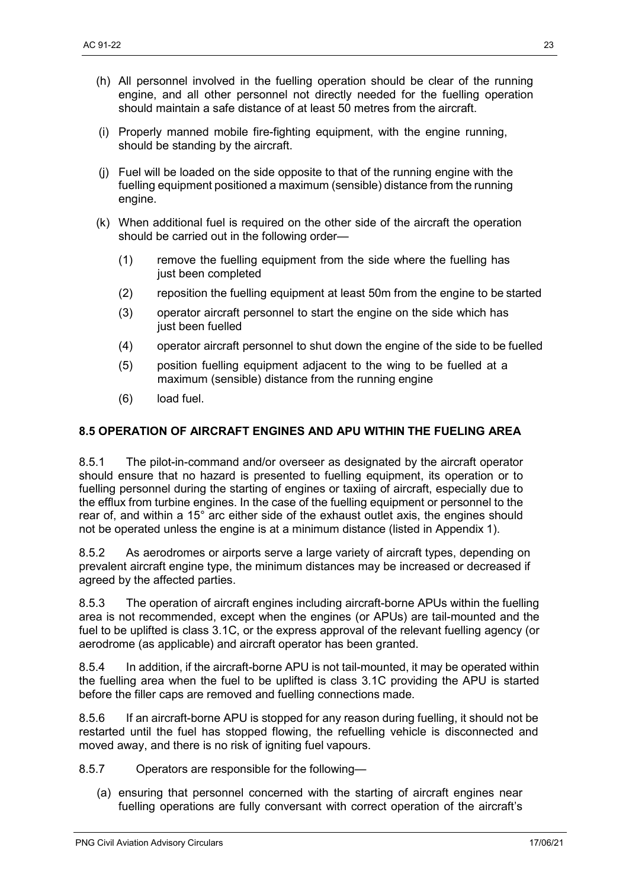(h) All personnel involved in the fuelling operation should be clear of the running engine, and all other personnel not directly needed for the fuelling operation should maintain a safe distance of at least 50 metres from the aircraft.

(i) Properly manned mobile fire-fighting equipment, with the engine running, should be standing by the aircraft.

(j) Fuel will be loaded on the side opposite to that of the running engine with the fuelling equipment positioned a maximum (sensible) distance from the running engine.

(k) When additional fuel is required on the other side of the aircraft the operation should be carried out in the following order—

(1) remove the fuelling equipment from the side where the fuelling has just been completed

(2) reposition the fuelling equipment at least 50m from the engine to be started

(3) operator aircraft personnel to start the engine on the side which has just been fuelled

(4) operator aircraft personnel to shut down the engine of the side to be fuelled

(5) position fuelling equipment adjacent to the wing to be fuelled at a maximum (sensible) distance from the running engine

(6) load fuel.

### 8.5 OPERATION OF AIRCRAFT ENGINES AND APU WITHIN THE FUELING AREA

8.5.1 The pilot-in-command and/or overseer as designated by the aircraft operator should ensure that no hazard is presented to fuelling equipment, its operation or to fuelling personnel during the starting of engines or taxiing of aircraft, especially due to the efflux from turbine engines. In the case of the fuelling equipment or personnel to the rear of, and within a 15° arc either side of the exhaust outlet axis, the engines should not be operated unless the engine is at a minimum distance (listed in Appendix 1).

8.5.2 As aerodromes or airports serve a large variety of aircraft types, depending on prevalent aircraft engine type, the minimum distances may be increased or decreased if agreed by the affected parties.

8.5.3 The operation of aircraft engines including aircraft-borne APUs within the fuelling area is not recommended, except when the engines (or APUs) are tail-mounted and the fuel to be uplifted is class 3.1C, or the express approval of the relevant fuelling agency (or aerodrome (as applicable) and aircraft operator has been granted.

8.5.4 In addition, if the aircraft-borne APU is not tail-mounted, it may be operated within the fuelling area when the fuel to be uplifted is class 3.1C providing the APU is started before the filler caps are removed and fuelling connections made.

8.5.6 If an aircraft-borne APU is stopped for any reason during fuelling, it should not be restarted until the fuel has stopped flowing, the refuelling vehicle is disconnected and moved away, and there is no risk of igniting fuel vapours.

8.5.7 Operators are responsible for the following—

(a) ensuring that personnel concerned with the starting of aircraft engines near fuelling operations are fully conversant with correct operation of the aircraft's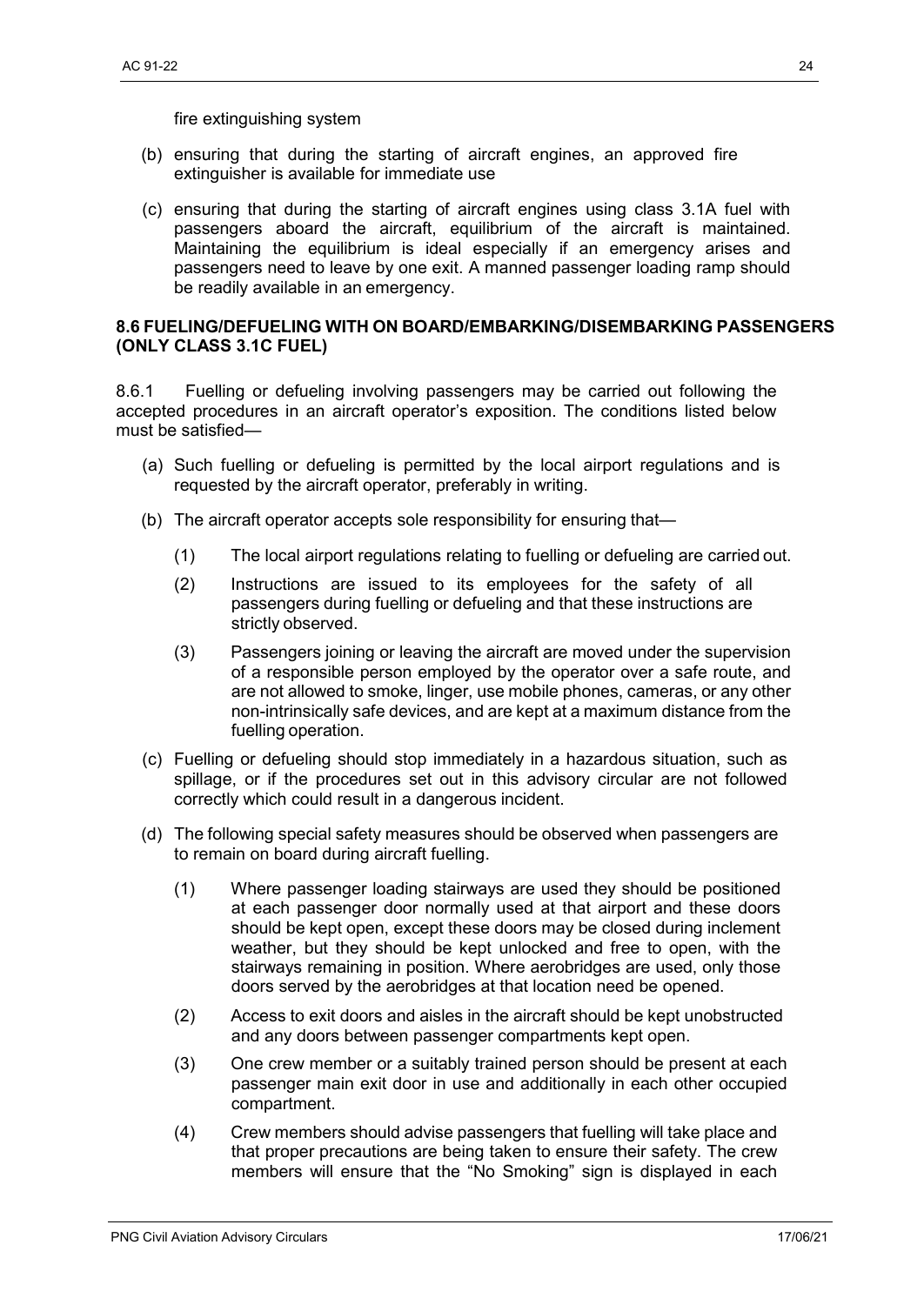fire extinguishing system

(b) ensuring that during the starting of aircraft engines, an approved fire extinguisher is available for immediate use

(c) ensuring that during the starting of aircraft engines using class 3.1A fuel with passengers aboard the aircraft, equilibrium of the aircraft is maintained. Maintaining the equilibrium is ideal especially if an emergency arises and passengers need to leave by one exit. A manned passenger loading ramp should be readily available in an emergency.

### 8.6 FUELING/DEFUELING WITH ON BOARD/EMBARKING/DISEMBARKING PASSENGERS (ONLY CLASS 3.1C FUEL)

8.6.1 Fuelling or defueling involving passengers may be carried out following the accepted procedures in an aircraft operator's exposition. The conditions listed below must be satisfied—

(a) Such fuelling or defueling is permitted by the local airport regulations and is requested by the aircraft operator, preferably in writing.

(b) The aircraft operator accepts sole responsibility for ensuring that—

  (1) The local airport regulations relating to fuelling or defueling are carried out.

  (2) Instructions are issued to its employees for the safety of all passengers during fuelling or defueling and that these instructions are strictly observed.

  (3) Passengers joining or leaving the aircraft are moved under the supervision of a responsible person employed by the operator over a safe route, and are not allowed to smoke, linger, use mobile phones, cameras, or any other non-intrinsically safe devices, and are kept at a maximum distance from the fuelling operation.

(c) Fuelling or defueling should stop immediately in a hazardous situation, such as spillage, or if the procedures set out in this advisory circular are not followed correctly which could result in a dangerous incident.

(d) The following special safety measures should be observed when passengers are to remain on board during aircraft fuelling.

  (1) Where passenger loading stairways are used they should be positioned at each passenger door normally used at that airport and these doors should be kept open, except these doors may be closed during inclement weather, but they should be kept unlocked and free to open, with the stairways remaining in position. Where aerobridges are used, only those doors served by the aerobridges at that location need be opened.

  (2) Access to exit doors and aisles in the aircraft should be kept unobstructed and any doors between passenger compartments kept open.

  (3) One crew member or a suitably trained person should be present at each passenger main exit door in use and additionally in each other occupied compartment.

  (4) Crew members should advise passengers that fuelling will take place and that proper precautions are being taken to ensure their safety. The crew members will ensure that the "No Smoking" sign is displayed in each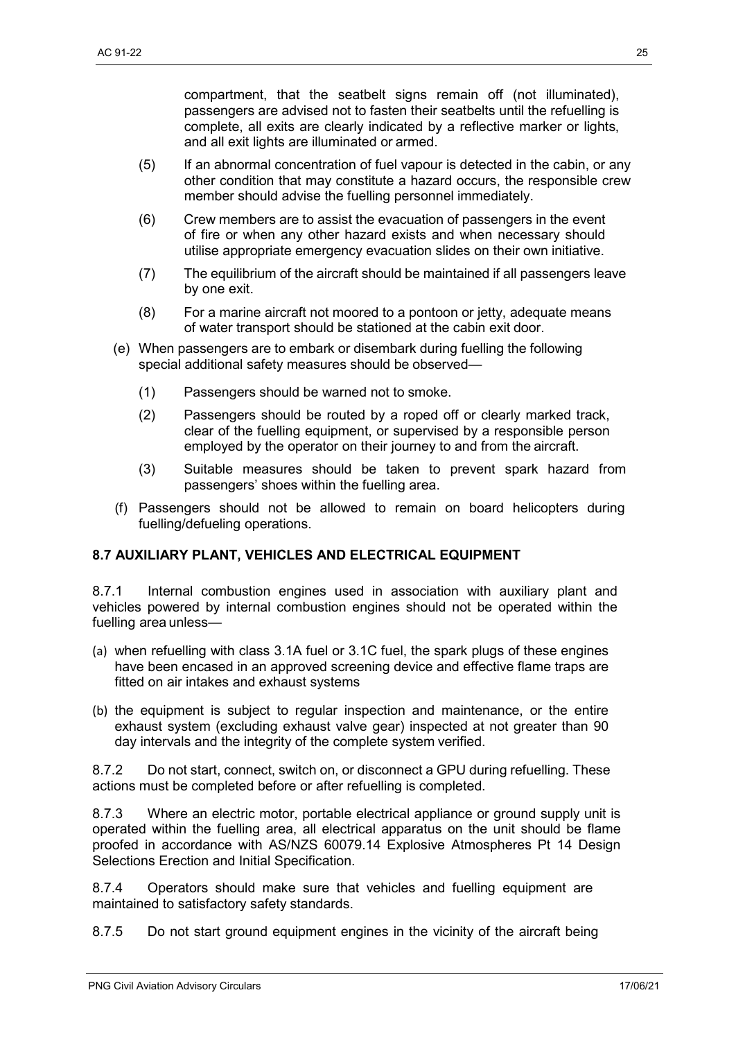compartment, that the seatbelt signs remain off (not illuminated), passengers are advised not to fasten their seatbelts until the refuelling is complete, all exits are clearly indicated by a reflective marker or lights, and all exit lights are illuminated or armed.

(5) If an abnormal concentration of fuel vapour is detected in the cabin, or any other condition that may constitute a hazard occurs, the responsible crew member should advise the fuelling personnel immediately.

(6) Crew members are to assist the evacuation of passengers in the event of fire or when any other hazard exists and when necessary should utilise appropriate emergency evacuation slides on their own initiative.

(7) The equilibrium of the aircraft should be maintained if all passengers leave by one exit.

(8) For a marine aircraft not moored to a pontoon or jetty, adequate means of water transport should be stationed at the cabin exit door.

(e) When passengers are to embark or disembark during fuelling the following special additional safety measures should be observed—

(1) Passengers should be warned not to smoke.

(2) Passengers should be routed by a roped off or clearly marked track, clear of the fuelling equipment, or supervised by a responsible person employed by the operator on their journey to and from the aircraft.

(3) Suitable measures should be taken to prevent spark hazard from passengers' shoes within the fuelling area.

(f) Passengers should not be allowed to remain on board helicopters during fuelling/defueling operations.

## 8.7 AUXILIARY PLANT, VEHICLES AND ELECTRICAL EQUIPMENT

8.7.1 Internal combustion engines used in association with auxiliary plant and vehicles powered by internal combustion engines should not be operated within the fuelling area unless—

(a) when refuelling with class 3.1A fuel or 3.1C fuel, the spark plugs of these engines have been encased in an approved screening device and effective flame traps are fitted on air intakes and exhaust systems

(b) the equipment is subject to regular inspection and maintenance, or the entire exhaust system (excluding exhaust valve gear) inspected at not greater than 90 day intervals and the integrity of the complete system verified.

8.7.2 Do not start, connect, switch on, or disconnect a GPU during refuelling. These actions must be completed before or after refuelling is completed.

8.7.3 Where an electric motor, portable electrical appliance or ground supply unit is operated within the fuelling area, all electrical apparatus on the unit should be flame proofed in accordance with AS/NZS 60079.14 Explosive Atmospheres Pt 14 Design Selections Erection and Initial Specification.

8.7.4 Operators should make sure that vehicles and fuelling equipment are maintained to satisfactory safety standards.

8.7.5 Do not start ground equipment engines in the vicinity of the aircraft being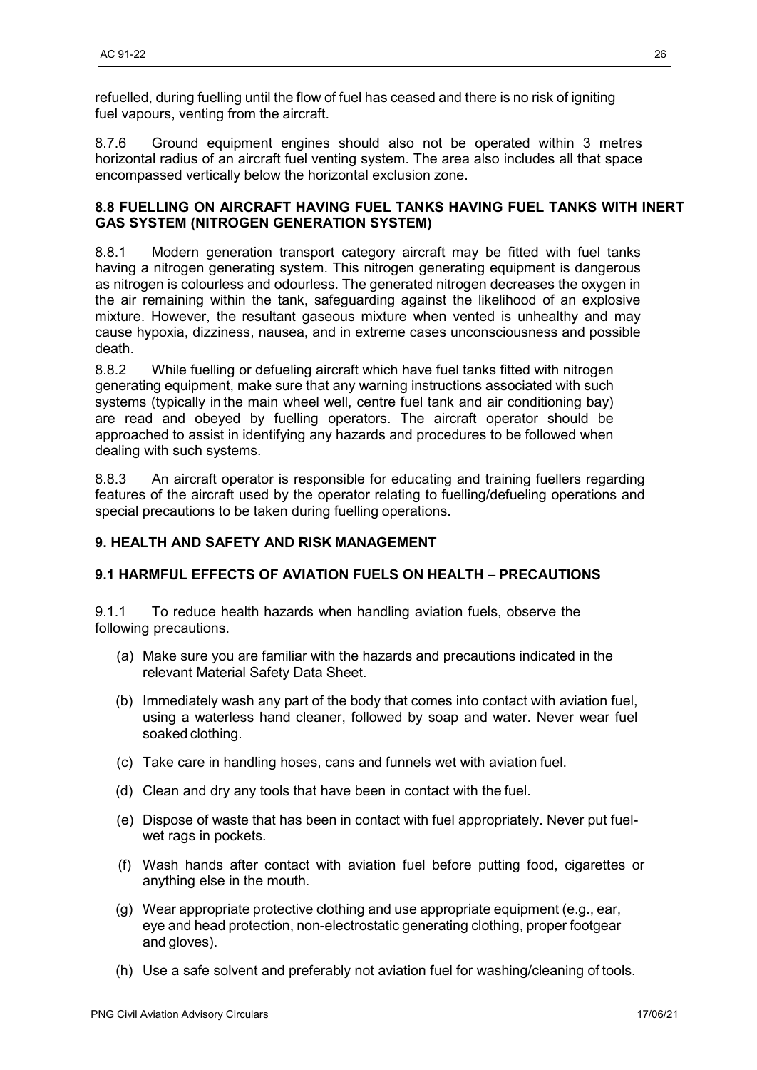refuelled, during fuelling until the flow of fuel has ceased and there is no risk of igniting fuel vapours, venting from the aircraft.

8.7.6 Ground equipment engines should also not be operated within 3 metres horizontal radius of an aircraft fuel venting system. The area also includes all that space encompassed vertically below the horizontal exclusion zone.

### 8.8 FUELLING ON AIRCRAFT HAVING FUEL TANKS HAVING FUEL TANKS WITH INERT GAS SYSTEM (NITROGEN GENERATION SYSTEM)

8.8.1 Modern generation transport category aircraft may be fitted with fuel tanks having a nitrogen generating system. This nitrogen generating equipment is dangerous as nitrogen is colourless and odourless. The generated nitrogen decreases the oxygen in the air remaining within the tank, safeguarding against the likelihood of an explosive mixture. However, the resultant gaseous mixture when vented is unhealthy and may cause hypoxia, dizziness, nausea, and in extreme cases unconsciousness and possible death.

8.8.2 While fuelling or defueling aircraft which have fuel tanks fitted with nitrogen generating equipment, make sure that any warning instructions associated with such systems (typically in the main wheel well, centre fuel tank and air conditioning bay) are read and obeyed by fuelling operators. The aircraft operator should be approached to assist in identifying any hazards and procedures to be followed when dealing with such systems.

8.8.3 An aircraft operator is responsible for educating and training fuellers regarding features of the aircraft used by the operator relating to fuelling/defueling operations and special precautions to be taken during fuelling operations.

## 9. HEALTH AND SAFETY AND RISK MANAGEMENT

### 9.1 HARMFUL EFFECTS OF AVIATION FUELS ON HEALTH – PRECAUTIONS

9.1.1 To reduce health hazards when handling aviation fuels, observe the following precautions.

- (a) Make sure you are familiar with the hazards and precautions indicated in the relevant Material Safety Data Sheet.
- (b) Immediately wash any part of the body that comes into contact with aviation fuel, using a waterless hand cleaner, followed by soap and water. Never wear fuel soaked clothing.
- (c) Take care in handling hoses, cans and funnels wet with aviation fuel.
- (d) Clean and dry any tools that have been in contact with the fuel.
- (e) Dispose of waste that has been in contact with fuel appropriately. Never put fuel-wet rags in pockets.
- (f) Wash hands after contact with aviation fuel before putting food, cigarettes or anything else in the mouth.
- (g) Wear appropriate protective clothing and use appropriate equipment (e.g., ear, eye and head protection, non-electrostatic generating clothing, proper footgear and gloves).
- (h) Use a safe solvent and preferably not aviation fuel for washing/cleaning of tools.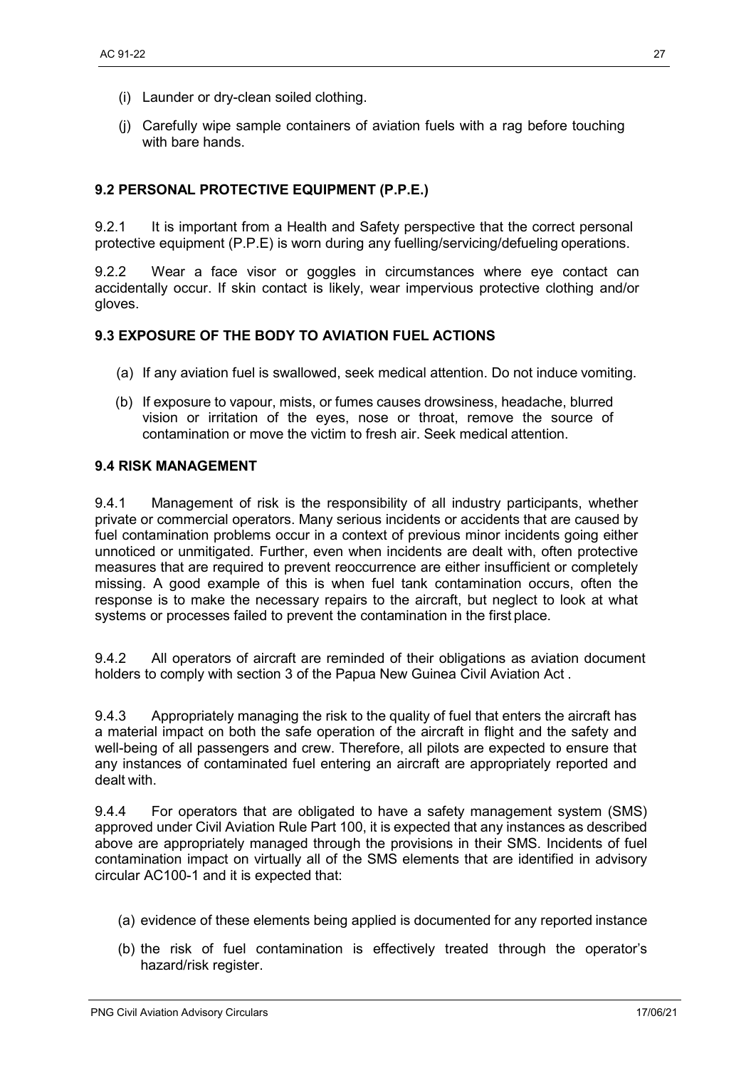(i) Launder or dry-clean soiled clothing.

(j) Carefully wipe sample containers of aviation fuels with a rag before touching with bare hands.

## 9.2 PERSONAL PROTECTIVE EQUIPMENT (P.P.E.)

9.2.1 It is important from a Health and Safety perspective that the correct personal protective equipment (P.P.E) is worn during any fuelling/servicing/defueling operations.

9.2.2 Wear a face visor or goggles in circumstances where eye contact can accidentally occur. If skin contact is likely, wear impervious protective clothing and/or gloves.

## 9.3 EXPOSURE OF THE BODY TO AVIATION FUEL ACTIONS

(a) If any aviation fuel is swallowed, seek medical attention. Do not induce vomiting.

(b) If exposure to vapour, mists, or fumes causes drowsiness, headache, blurred vision or irritation of the eyes, nose or throat, remove the source of contamination or move the victim to fresh air. Seek medical attention.

## 9.4 RISK MANAGEMENT

9.4.1 Management of risk is the responsibility of all industry participants, whether private or commercial operators. Many serious incidents or accidents that are caused by fuel contamination problems occur in a context of previous minor incidents going either unnoticed or unmitigated. Further, even when incidents are dealt with, often protective measures that are required to prevent reoccurrence are either insufficient or completely missing. A good example of this is when fuel tank contamination occurs, often the response is to make the necessary repairs to the aircraft, but neglect to look at what systems or processes failed to prevent the contamination in the first place.

9.4.2 All operators of aircraft are reminded of their obligations as aviation document holders to comply with section 3 of the Papua New Guinea Civil Aviation Act .

9.4.3 Appropriately managing the risk to the quality of fuel that enters the aircraft has a material impact on both the safe operation of the aircraft in flight and the safety and well-being of all passengers and crew. Therefore, all pilots are expected to ensure that any instances of contaminated fuel entering an aircraft are appropriately reported and dealt with.

9.4.4 For operators that are obligated to have a safety management system (SMS) approved under Civil Aviation Rule Part 100, it is expected that any instances as described above are appropriately managed through the provisions in their SMS. Incidents of fuel contamination impact on virtually all of the SMS elements that are identified in advisory circular AC100-1 and it is expected that:

(a) evidence of these elements being applied is documented for any reported instance

(b) the risk of fuel contamination is effectively treated through the operator's hazard/risk register.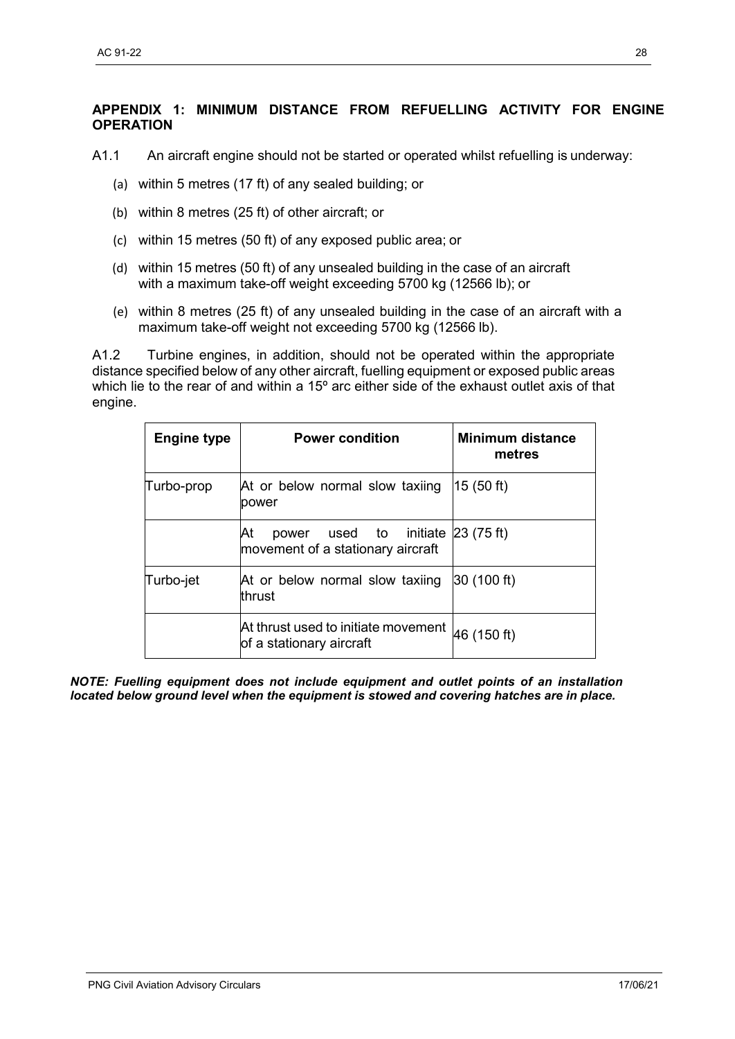## APPENDIX 1: MINIMUM DISTANCE FROM REFUELLING ACTIVITY FOR ENGINE OPERATION

A1.1 An aircraft engine should not be started or operated whilst refuelling is underway:

(a) within 5 metres (17 ft) of any sealed building; or

(b) within 8 metres (25 ft) of other aircraft; or

(c) within 15 metres (50 ft) of any exposed public area; or

(d) within 15 metres (50 ft) of any unsealed building in the case of an aircraft with a maximum take-off weight exceeding 5700 kg (12566 lb); or

(e) within 8 metres (25 ft) of any unsealed building in the case of an aircraft with a maximum take-off weight not exceeding 5700 kg (12566 lb).

A1.2 Turbine engines, in addition, should not be operated within the appropriate distance specified below of any other aircraft, fuelling equipment or exposed public areas which lie to the rear of and within a 15º arc either side of the exhaust outlet axis of that engine.

| Engine type | Power condition | Minimum distance metres |
| --- | --- | --- |
| Turbo-prop | At or below normal slow taxiing power | 15 (50 ft) |
| | At power used to initiate movement of a stationary aircraft | 23 (75 ft) |
| Turbo-jet | At or below normal slow taxiing thrust | 30 (100 ft) |
| | At thrust used to initiate movement of a stationary aircraft | 46 (150 ft) |

***NOTE: Fuelling equipment does not include equipment and outlet points of an installation located below ground level when the equipment is stowed and covering hatches are in place.***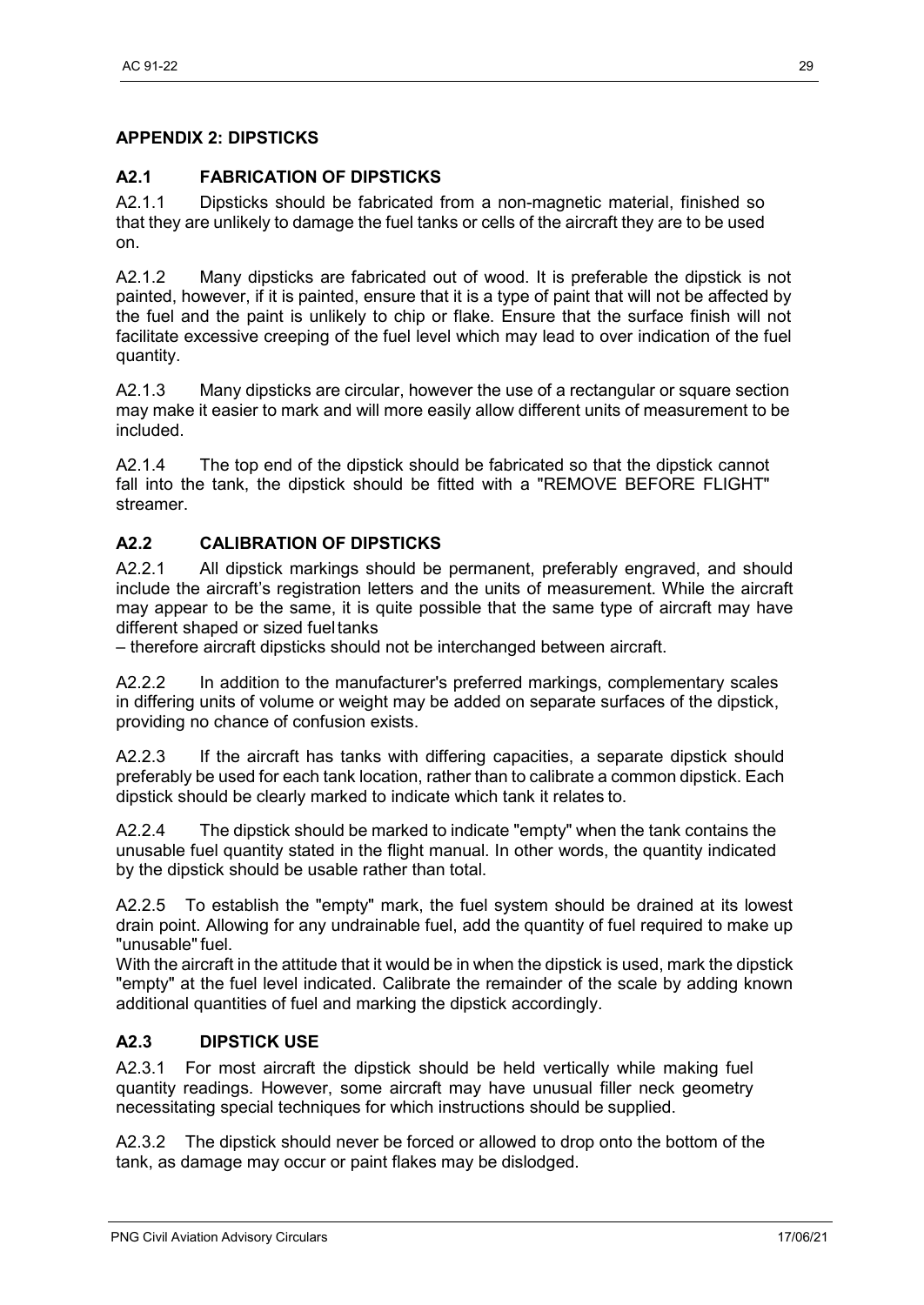## APPENDIX 2: DIPSTICKS

### A2.1 FABRICATION OF DIPSTICKS

A2.1.1 Dipsticks should be fabricated from a non-magnetic material, finished so that they are unlikely to damage the fuel tanks or cells of the aircraft they are to be used on.

A2.1.2 Many dipsticks are fabricated out of wood. It is preferable the dipstick is not painted, however, if it is painted, ensure that it is a type of paint that will not be affected by the fuel and the paint is unlikely to chip or flake. Ensure that the surface finish will not facilitate excessive creeping of the fuel level which may lead to over indication of the fuel quantity.

A2.1.3 Many dipsticks are circular, however the use of a rectangular or square section may make it easier to mark and will more easily allow different units of measurement to be included.

A2.1.4 The top end of the dipstick should be fabricated so that the dipstick cannot fall into the tank, the dipstick should be fitted with a "REMOVE BEFORE FLIGHT" streamer.

### A2.2 CALIBRATION OF DIPSTICKS

A2.2.1 All dipstick markings should be permanent, preferably engraved, and should include the aircraft's registration letters and the units of measurement. While the aircraft may appear to be the same, it is quite possible that the same type of aircraft may have different shaped or sized fuel tanks
– therefore aircraft dipsticks should not be interchanged between aircraft.

A2.2.2 In addition to the manufacturer's preferred markings, complementary scales in differing units of volume or weight may be added on separate surfaces of the dipstick, providing no chance of confusion exists.

A2.2.3 If the aircraft has tanks with differing capacities, a separate dipstick should preferably be used for each tank location, rather than to calibrate a common dipstick. Each dipstick should be clearly marked to indicate which tank it relates to.

A2.2.4 The dipstick should be marked to indicate "empty" when the tank contains the unusable fuel quantity stated in the flight manual. In other words, the quantity indicated by the dipstick should be usable rather than total.

A2.2.5 To establish the "empty" mark, the fuel system should be drained at its lowest drain point. Allowing for any undrainable fuel, add the quantity of fuel required to make up "unusable" fuel.
With the aircraft in the attitude that it would be in when the dipstick is used, mark the dipstick "empty" at the fuel level indicated. Calibrate the remainder of the scale by adding known additional quantities of fuel and marking the dipstick accordingly.

### A2.3 DIPSTICK USE

A2.3.1 For most aircraft the dipstick should be held vertically while making fuel quantity readings. However, some aircraft may have unusual filler neck geometry necessitating special techniques for which instructions should be supplied.

A2.3.2 The dipstick should never be forced or allowed to drop onto the bottom of the tank, as damage may occur or paint flakes may be dislodged.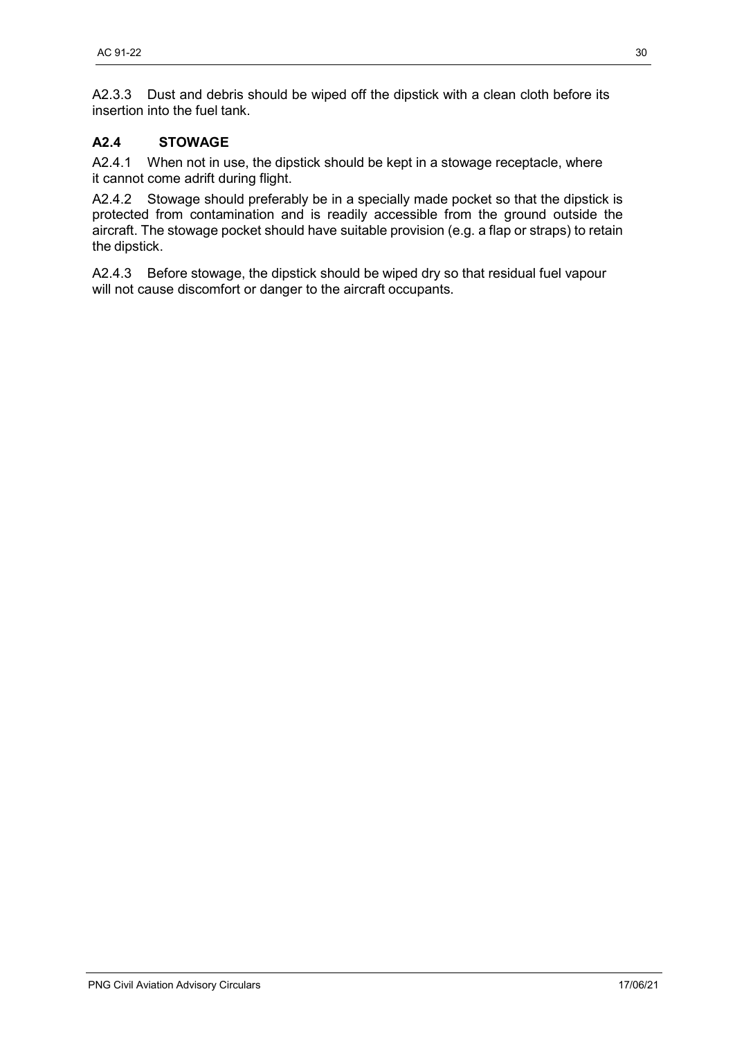A2.3.3 Dust and debris should be wiped off the dipstick with a clean cloth before its insertion into the fuel tank.

## A2.4 STOWAGE

A2.4.1 When not in use, the dipstick should be kept in a stowage receptacle, where it cannot come adrift during flight.

A2.4.2 Stowage should preferably be in a specially made pocket so that the dipstick is protected from contamination and is readily accessible from the ground outside the aircraft. The stowage pocket should have suitable provision (e.g. a flap or straps) to retain the dipstick.

A2.4.3 Before stowage, the dipstick should be wiped dry so that residual fuel vapour will not cause discomfort or danger to the aircraft occupants.